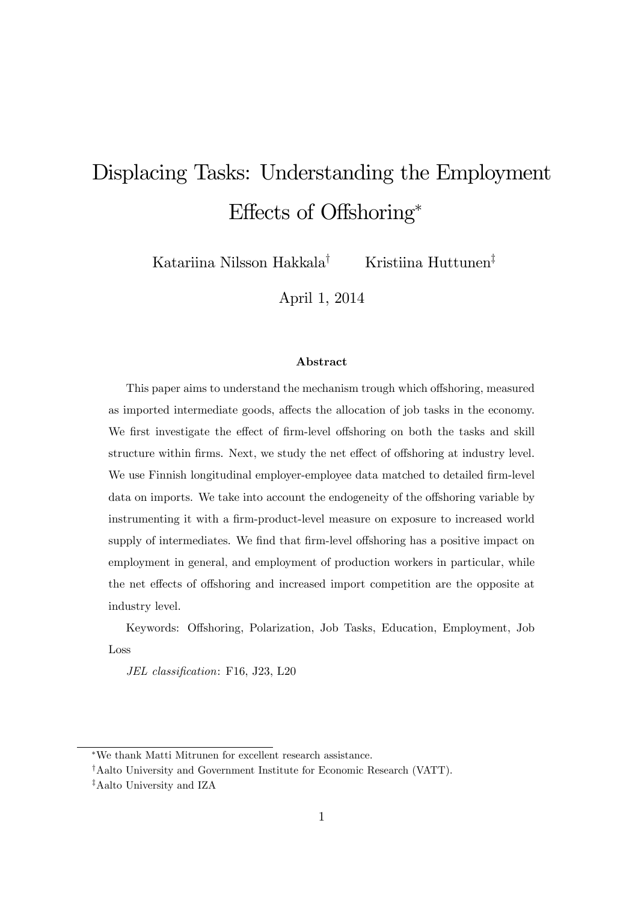# Displacing Tasks: Understanding the Employment Effects of Offshoring*

Katariina Nilsson Hakkala[†] Kristiina Huttunen[‡]

April 1, 2014

### Abstract

This paper aims to understand the mechanism trough which offshoring, measured as imported intermediate goods, affects the allocation of job tasks in the economy. We first investigate the effect of firm-level offshoring on both the tasks and skill structure within firms. Next, we study the net effect of offshoring at industry level. We use Finnish longitudinal employer-employee data matched to detailed firm-level data on imports. We take into account the endogeneity of the offshoring variable by instrumenting it with a firm-product-level measure on exposure to increased world supply of intermediates. We find that firm-level offshoring has a positive impact on employment in general, and employment of production workers in particular, while the net effects of offshoring and increased import competition are the opposite at industry level.

Keywords: Offshoring, Polarization, Job Tasks, Education, Employment, Job Loss

*JEL classification*: F16, J23, L20

---

*We thank Matti Mitrunen for excellent research assistance.

†Aalto University and Government Institute for Economic Research (VATT).

‡Aalto University and IZA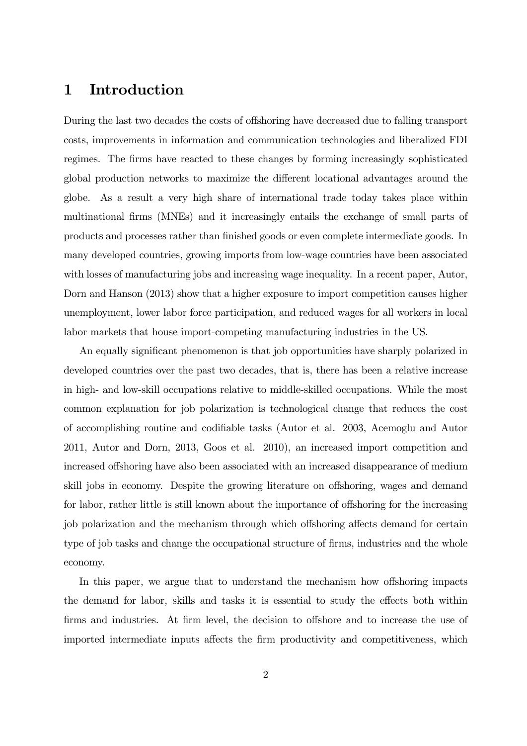# 1 Introduction

During the last two decades the costs of offshoring have decreased due to falling transport costs, improvements in information and communication technologies and liberalized FDI regimes. The firms have reacted to these changes by forming increasingly sophisticated global production networks to maximize the different locational advantages around the globe. As a result a very high share of international trade today takes place within multinational firms (MNEs) and it increasingly entails the exchange of small parts of products and processes rather than finished goods or even complete intermediate goods. In many developed countries, growing imports from low-wage countries have been associated with losses of manufacturing jobs and increasing wage inequality. In a recent paper, Autor, Dorn and Hanson (2013) show that a higher exposure to import competition causes higher unemployment, lower labor force participation, and reduced wages for all workers in local labor markets that house import-competing manufacturing industries in the US.

An equally significant phenomenon is that job opportunities have sharply polarized in developed countries over the past two decades, that is, there has been a relative increase in high- and low-skill occupations relative to middle-skilled occupations. While the most common explanation for job polarization is technological change that reduces the cost of accomplishing routine and codifiable tasks (Autor et al. 2003, Acemoglu and Autor 2011, Autor and Dorn, 2013, Goos et al. 2010), an increased import competition and increased offshoring have also been associated with an increased disappearance of medium skill jobs in economy. Despite the growing literature on offshoring, wages and demand for labor, rather little is still known about the importance of offshoring for the increasing job polarization and the mechanism through which offshoring affects demand for certain type of job tasks and change the occupational structure of firms, industries and the whole economy.

In this paper, we argue that to understand the mechanism how offshoring impacts the demand for labor, skills and tasks it is essential to study the effects both within firms and industries. At firm level, the decision to offshore and to increase the use of imported intermediate inputs affects the firm productivity and competitiveness, which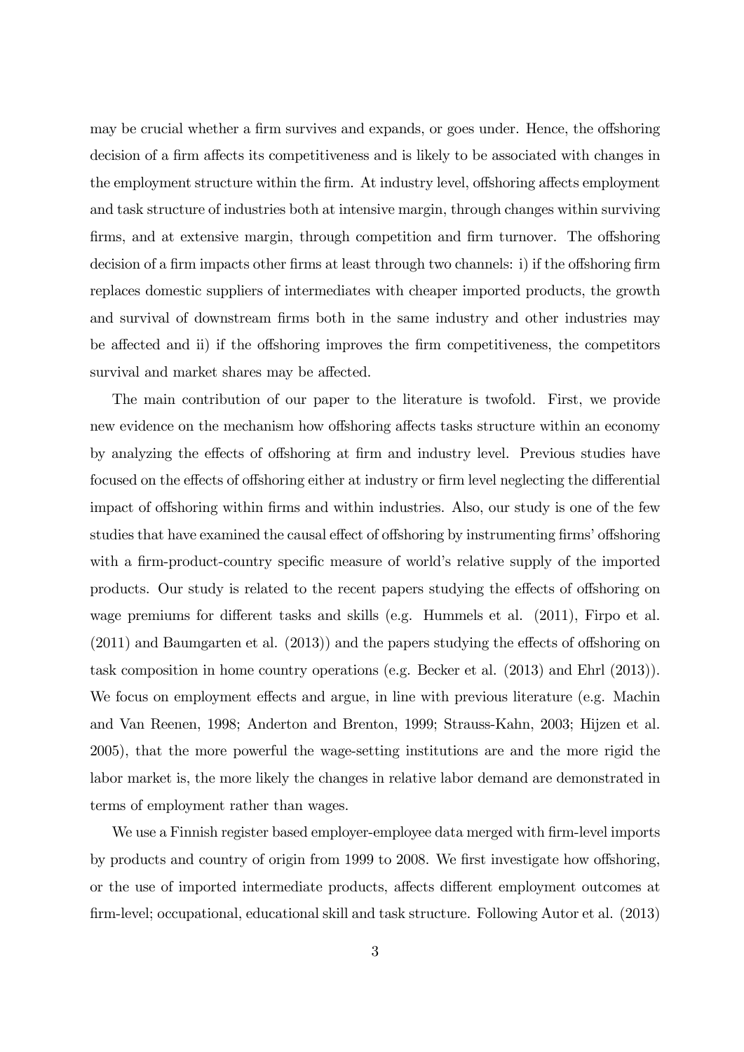may be crucial whether a firm survives and expands, or goes under. Hence, the offshoring decision of a firm affects its competitiveness and is likely to be associated with changes in the employment structure within the firm. At industry level, offshoring affects employment and task structure of industries both at intensive margin, through changes within surviving firms, and at extensive margin, through competition and firm turnover. The offshoring decision of a firm impacts other firms at least through two channels: i) if the offshoring firm replaces domestic suppliers of intermediates with cheaper imported products, the growth and survival of downstream firms both in the same industry and other industries may be affected and ii) if the offshoring improves the firm competitiveness, the competitors survival and market shares may be affected.

The main contribution of our paper to the literature is twofold. First, we provide new evidence on the mechanism how offshoring affects tasks structure within an economy by analyzing the effects of offshoring at firm and industry level. Previous studies have focused on the effects of offshoring either at industry or firm level neglecting the differential impact of offshoring within firms and within industries. Also, our study is one of the few studies that have examined the causal effect of offshoring by instrumenting firms' offshoring with a firm-product-country specific measure of world's relative supply of the imported products. Our study is related to the recent papers studying the effects of offshoring on wage premiums for different tasks and skills (e.g. Hummels et al. (2011), Firpo et al. (2011) and Baumgarten et al. (2013)) and the papers studying the effects of offshoring on task composition in home country operations (e.g. Becker et al. (2013) and Ehrl (2013)). We focus on employment effects and argue, in line with previous literature (e.g. Machin and Van Reenen, 1998; Anderton and Brenton, 1999; Strauss-Kahn, 2003; Hijzen et al. 2005), that the more powerful the wage-setting institutions are and the more rigid the labor market is, the more likely the changes in relative labor demand are demonstrated in terms of employment rather than wages.

We use a Finnish register based employer-employee data merged with firm-level imports by products and country of origin from 1999 to 2008. We first investigate how offshoring, or the use of imported intermediate products, affects different employment outcomes at firm-level; occupational, educational skill and task structure. Following Autor et al. (2013)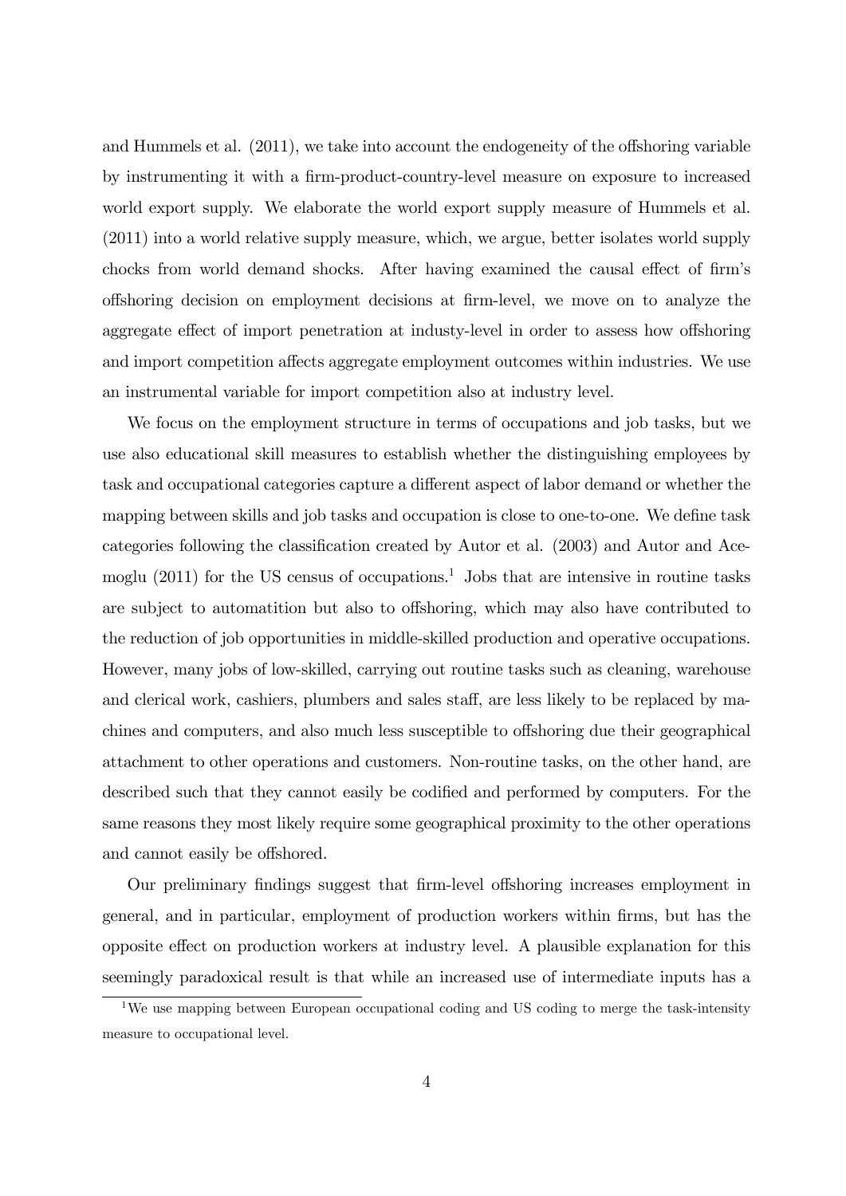and Hummels et al. (2011), we take into account the endogeneity of the offshoring variable by instrumenting it with a firm-product-country-level measure on exposure to increased world export supply. We elaborate the world export supply measure of Hummels et al. (2011) into a world relative supply measure, which, we argue, better isolates world supply chocks from world demand shocks. After having examined the causal effect of firm's offshoring decision on employment decisions at firm-level, we move on to analyze the aggregate effect of import penetration at industy-level in order to assess how offshoring and import competition affects aggregate employment outcomes within industries. We use an instrumental variable for import competition also at industry level.

We focus on the employment structure in terms of occupations and job tasks, but we use also educational skill measures to establish whether the distinguishing employees by task and occupational categories capture a different aspect of labor demand or whether the mapping between skills and job tasks and occupation is close to one-to-one. We define task categories following the classification created by Autor et al. (2003) and Autor and Acemoglu (2011) for the US census of occupations.[1] Jobs that are intensive in routine tasks are subject to automatition but also to offshoring, which may also have contributed to the reduction of job opportunities in middle-skilled production and operative occupations. However, many jobs of low-skilled, carrying out routine tasks such as cleaning, warehouse and clerical work, cashiers, plumbers and sales staff, are less likely to be replaced by machines and computers, and also much less susceptible to offshoring due their geographical attachment to other operations and customers. Non-routine tasks, on the other hand, are described such that they cannot easily be codified and performed by computers. For the same reasons they most likely require some geographical proximity to the other operations and cannot easily be offshored.

Our preliminary findings suggest that firm-level offshoring increases employment in general, and in particular, employment of production workers within firms, but has the opposite effect on production workers at industry level. A plausible explanation for this seemingly paradoxical result is that while an increased use of intermediate inputs has a

[1] We use mapping between European occupational coding and US coding to merge the task-intensity measure to occupational level.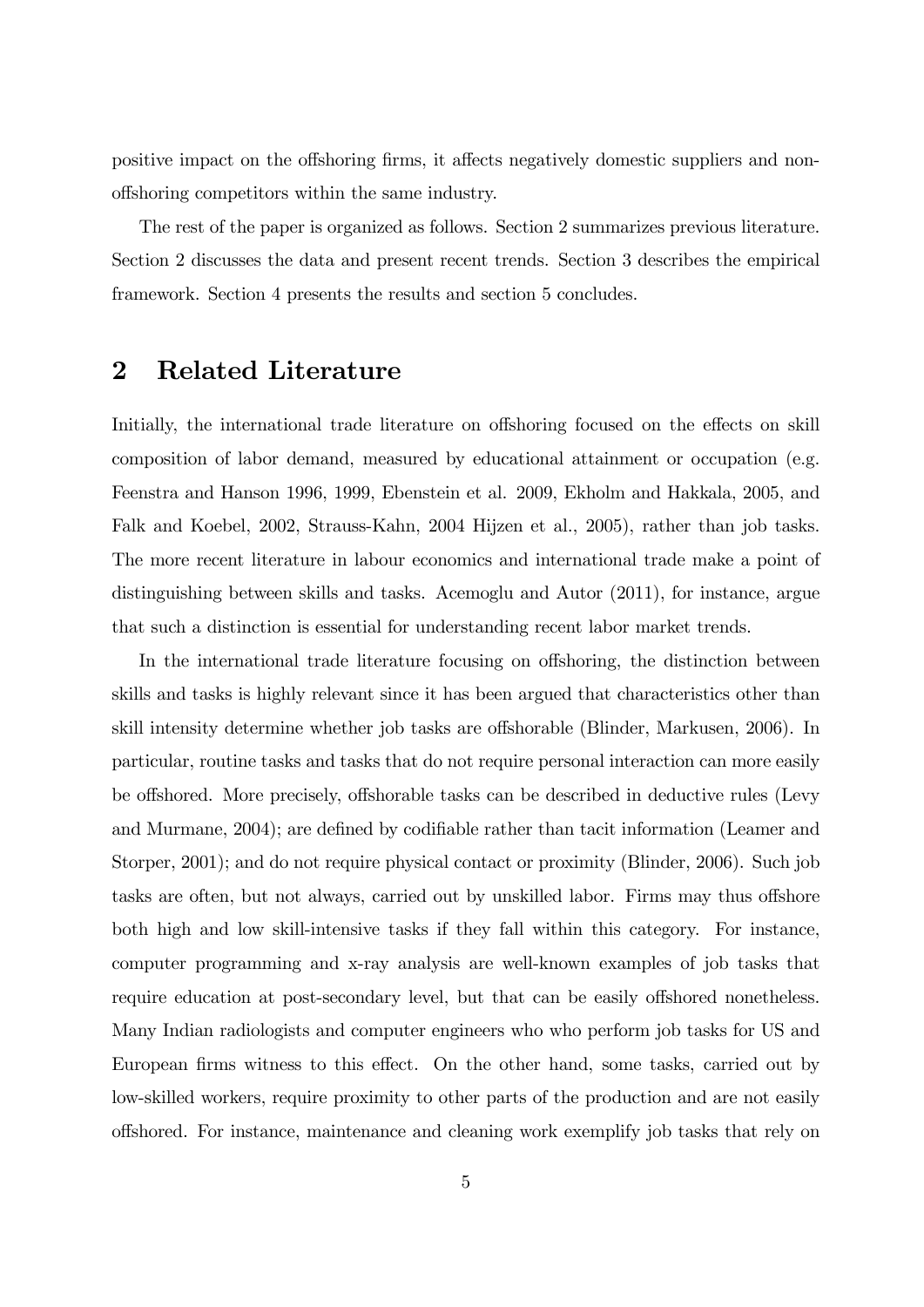positive impact on the offshoring firms, it affects negatively domestic suppliers and non-offshoring competitors within the same industry.

The rest of the paper is organized as follows. Section 2 summarizes previous literature. Section 2 discusses the data and present recent trends. Section 3 describes the empirical framework. Section 4 presents the results and section 5 concludes.

## 2 Related Literature

Initially, the international trade literature on offshoring focused on the effects on skill composition of labor demand, measured by educational attainment or occupation (e.g. Feenstra and Hanson 1996, 1999, Ebenstein et al. 2009, Ekholm and Hakkala, 2005, and Falk and Koebel, 2002, Strauss-Kahn, 2004 Hijzen et al., 2005), rather than job tasks. The more recent literature in labour economics and international trade make a point of distinguishing between skills and tasks. Acemoglu and Autor (2011), for instance, argue that such a distinction is essential for understanding recent labor market trends.

In the international trade literature focusing on offshoring, the distinction between skills and tasks is highly relevant since it has been argued that characteristics other than skill intensity determine whether job tasks are offshorable (Blinder, Markusen, 2006). In particular, routine tasks and tasks that do not require personal interaction can more easily be offshored. More precisely, offshorable tasks can be described in deductive rules (Levy and Murmane, 2004); are defined by codifiable rather than tacit information (Leamer and Storper, 2001); and do not require physical contact or proximity (Blinder, 2006). Such job tasks are often, but not always, carried out by unskilled labor. Firms may thus offshore both high and low skill-intensive tasks if they fall within this category. For instance, computer programming and x-ray analysis are well-known examples of job tasks that require education at post-secondary level, but that can be easily offshored nonetheless. Many Indian radiologists and computer engineers who who perform job tasks for US and European firms witness to this effect. On the other hand, some tasks, carried out by low-skilled workers, require proximity to other parts of the production and are not easily offshored. For instance, maintenance and cleaning work exemplify job tasks that rely on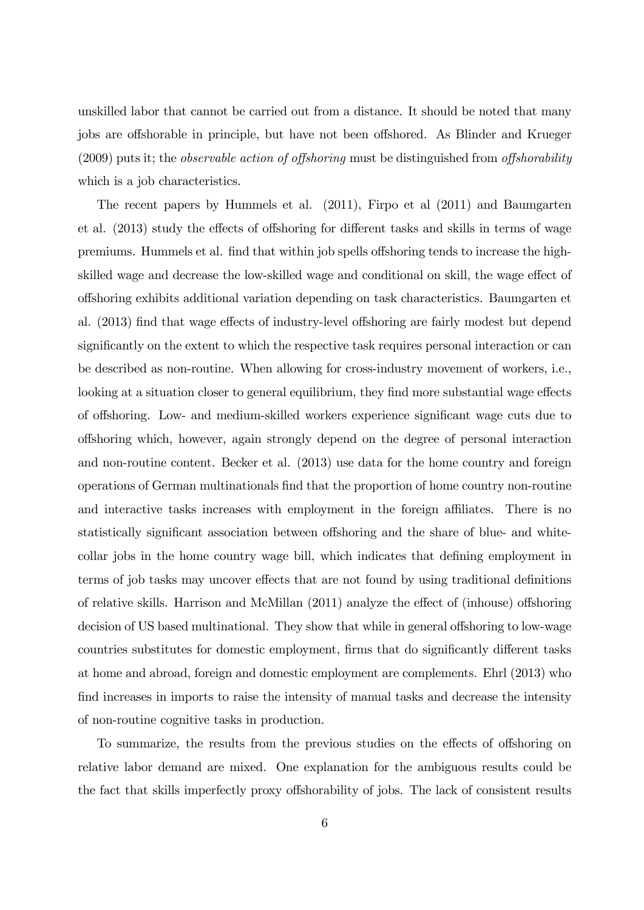unskilled labor that cannot be carried out from a distance. It should be noted that many jobs are offshorable in principle, but have not been offshored. As Blinder and Krueger (2009) puts it; the *observable action of offshoring* must be distinguished from *offshorability* which is a job characteristics.

The recent papers by Hummels et al. (2011), Firpo et al (2011) and Baumgarten et al. (2013) study the effects of offshoring for different tasks and skills in terms of wage premiums. Hummels et al. find that within job spells offshoring tends to increase the high-skilled wage and decrease the low-skilled wage and conditional on skill, the wage effect of offshoring exhibits additional variation depending on task characteristics. Baumgarten et al. (2013) find that wage effects of industry-level offshoring are fairly modest but depend significantly on the extent to which the respective task requires personal interaction or can be described as non-routine. When allowing for cross-industry movement of workers, i.e., looking at a situation closer to general equilibrium, they find more substantial wage effects of offshoring. Low- and medium-skilled workers experience significant wage cuts due to offshoring which, however, again strongly depend on the degree of personal interaction and non-routine content. Becker et al. (2013) use data for the home country and foreign operations of German multinationals find that the proportion of home country non-routine and interactive tasks increases with employment in the foreign affiliates. There is no statistically significant association between offshoring and the share of blue- and white-collar jobs in the home country wage bill, which indicates that defining employment in terms of job tasks may uncover effects that are not found by using traditional definitions of relative skills. Harrison and McMillan (2011) analyze the effect of (inhouse) offshoring decision of US based multinational. They show that while in general offshoring to low-wage countries substitutes for domestic employment, firms that do significantly different tasks at home and abroad, foreign and domestic employment are complements. Ehrl (2013) who find increases in imports to raise the intensity of manual tasks and decrease the intensity of non-routine cognitive tasks in production.

To summarize, the results from the previous studies on the effects of offshoring on relative labor demand are mixed. One explanation for the ambiguous results could be the fact that skills imperfectly proxy offshorability of jobs. The lack of consistent results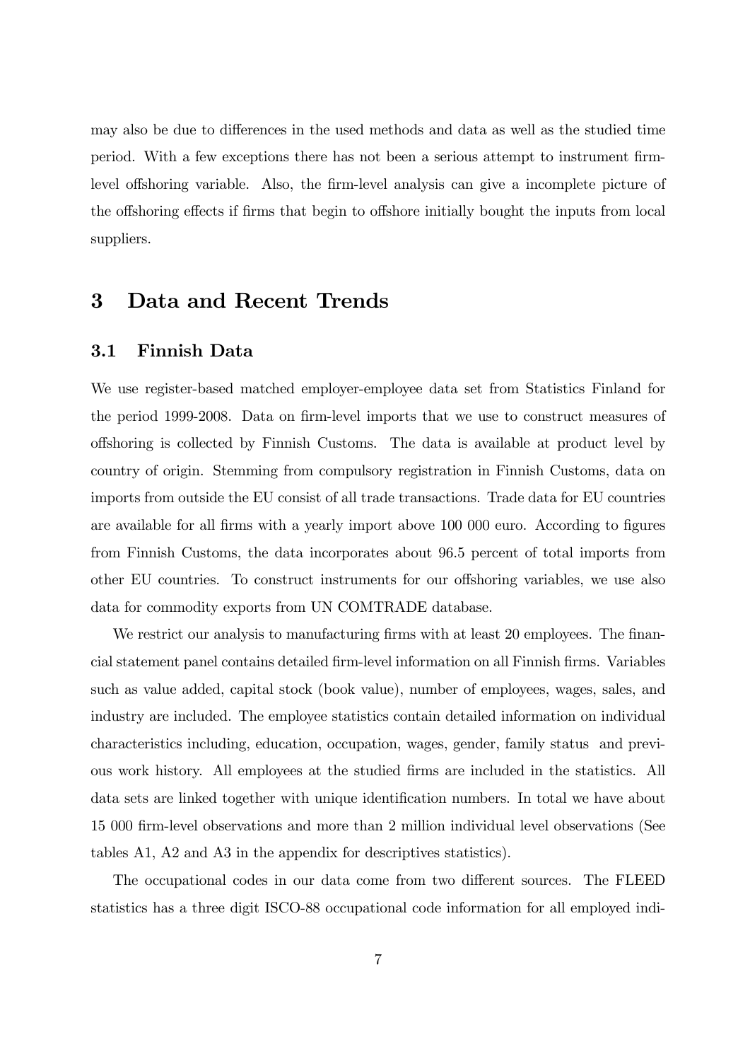may also be due to differences in the used methods and data as well as the studied time period. With a few exceptions there has not been a serious attempt to instrument firm-level offshoring variable. Also, the firm-level analysis can give a incomplete picture of the offshoring effects if firms that begin to offshore initially bought the inputs from local suppliers.

# 3 Data and Recent Trends

## 3.1 Finnish Data

We use register-based matched employer-employee data set from Statistics Finland for the period 1999-2008. Data on firm-level imports that we use to construct measures of offshoring is collected by Finnish Customs. The data is available at product level by country of origin. Stemming from compulsory registration in Finnish Customs, data on imports from outside the EU consist of all trade transactions. Trade data for EU countries are available for all firms with a yearly import above 100 000 euro. According to figures from Finnish Customs, the data incorporates about 96.5 percent of total imports from other EU countries. To construct instruments for our offshoring variables, we use also data for commodity exports from UN COMTRADE database.

We restrict our analysis to manufacturing firms with at least 20 employees. The financial statement panel contains detailed firm-level information on all Finnish firms. Variables such as value added, capital stock (book value), number of employees, wages, sales, and industry are included. The employee statistics contain detailed information on individual characteristics including, education, occupation, wages, gender, family status and previous work history. All employees at the studied firms are included in the statistics. All data sets are linked together with unique identification numbers. In total we have about 15 000 firm-level observations and more than 2 million individual level observations (See tables A1, A2 and A3 in the appendix for descriptives statistics).

The occupational codes in our data come from two different sources. The FLEED statistics has a three digit ISCO-88 occupational code information for all employed indi-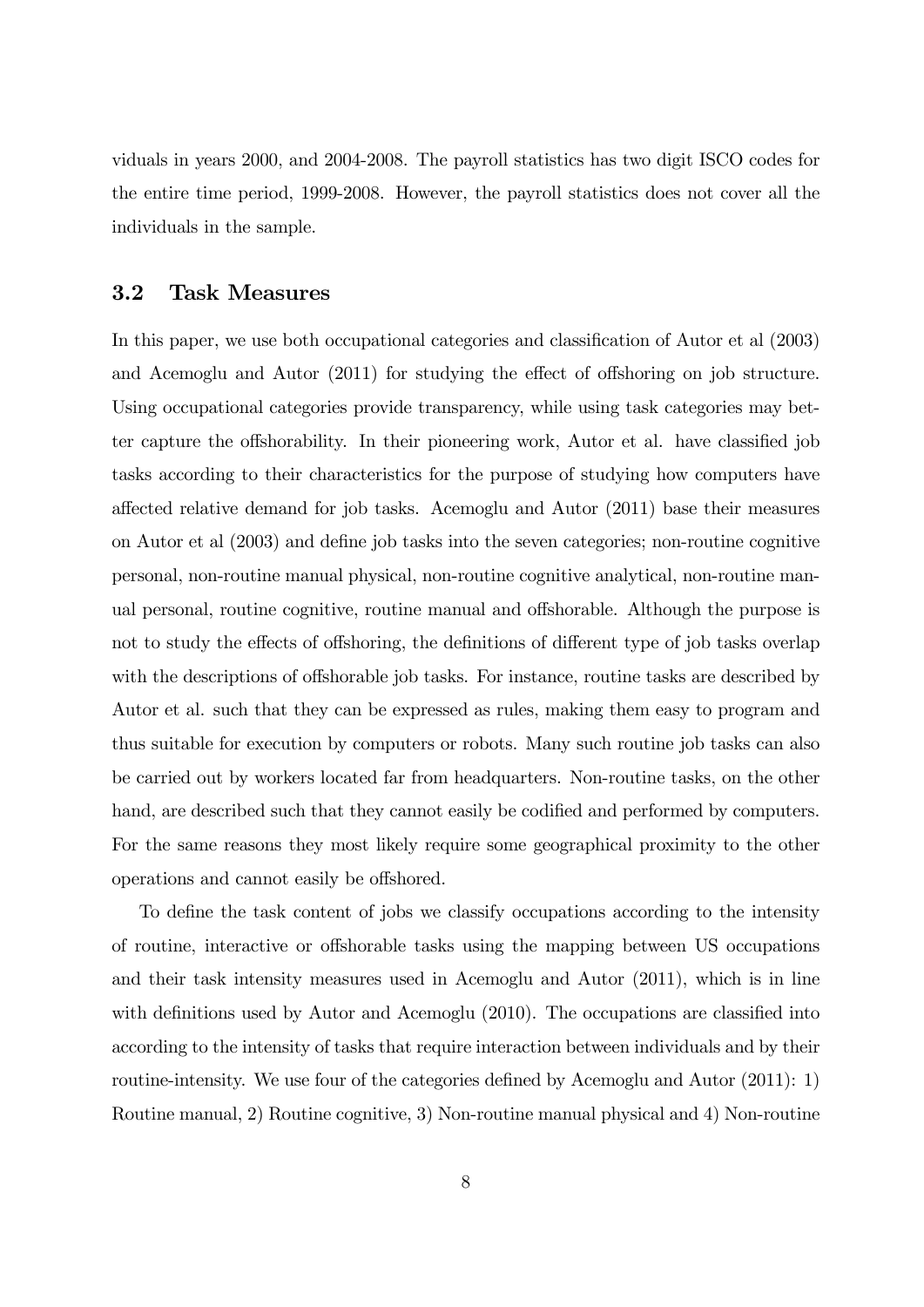viduals in years 2000, and 2004-2008. The payroll statistics has two digit ISCO codes for the entire time period, 1999-2008. However, the payroll statistics does not cover all the individuals in the sample.

### 3.2 Task Measures

In this paper, we use both occupational categories and classification of Autor et al (2003) and Acemoglu and Autor (2011) for studying the effect of offshoring on job structure. Using occupational categories provide transparency, while using task categories may better capture the offshorability. In their pioneering work, Autor et al. have classified job tasks according to their characteristics for the purpose of studying how computers have affected relative demand for job tasks. Acemoglu and Autor (2011) base their measures on Autor et al (2003) and define job tasks into the seven categories; non-routine cognitive personal, non-routine manual physical, non-routine cognitive analytical, non-routine manual personal, routine cognitive, routine manual and offshorable. Although the purpose is not to study the effects of offshoring, the definitions of different type of job tasks overlap with the descriptions of offshorable job tasks. For instance, routine tasks are described by Autor et al. such that they can be expressed as rules, making them easy to program and thus suitable for execution by computers or robots. Many such routine job tasks can also be carried out by workers located far from headquarters. Non-routine tasks, on the other hand, are described such that they cannot easily be codified and performed by computers. For the same reasons they most likely require some geographical proximity to the other operations and cannot easily be offshored.

To define the task content of jobs we classify occupations according to the intensity of routine, interactive or offshorable tasks using the mapping between US occupations and their task intensity measures used in Acemoglu and Autor (2011), which is in line with definitions used by Autor and Acemoglu (2010). The occupations are classified into according to the intensity of tasks that require interaction between individuals and by their routine-intensity. We use four of the categories defined by Acemoglu and Autor (2011): 1) Routine manual, 2) Routine cognitive, 3) Non-routine manual physical and 4) Non-routine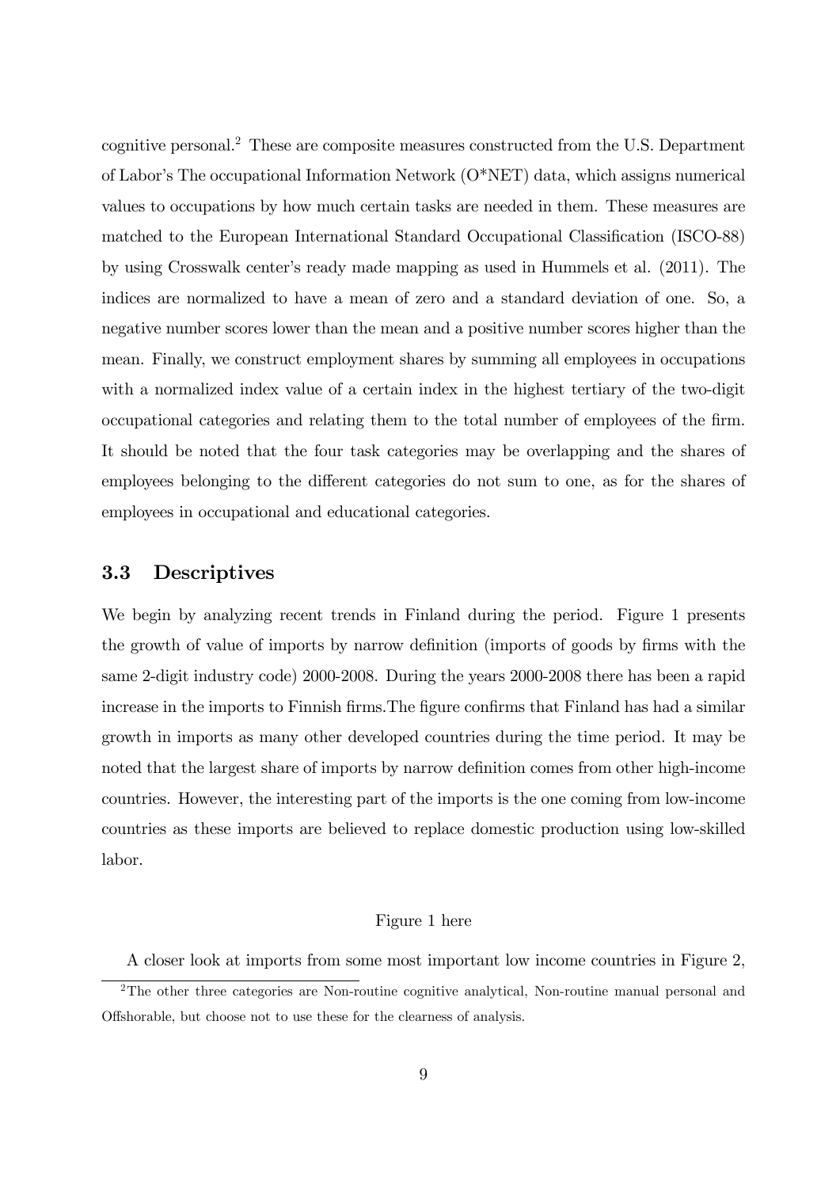cognitive personal.[2] These are composite measures constructed from the U.S. Department of Labor's The occupational Information Network (O*NET) data, which assigns numerical values to occupations by how much certain tasks are needed in them. These measures are matched to the European International Standard Occupational Classification (ISCO-88) by using Crosswalk center's ready made mapping as used in Hummels et al. (2011). The indices are normalized to have a mean of zero and a standard deviation of one. So, a negative number scores lower than the mean and a positive number scores higher than the mean. Finally, we construct employment shares by summing all employees in occupations with a normalized index value of a certain index in the highest tertiary of the two-digit occupational categories and relating them to the total number of employees of the firm. It should be noted that the four task categories may be overlapping and the shares of employees belonging to the different categories do not sum to one, as for the shares of employees in occupational and educational categories.

### 3.3 Descriptives

We begin by analyzing recent trends in Finland during the period. Figure 1 presents the growth of value of imports by narrow definition (imports of goods by firms with the same 2-digit industry code) 2000-2008. During the years 2000-2008 there has been a rapid increase in the imports to Finnish firms.The figure confirms that Finland has had a similar growth in imports as many other developed countries during the time period. It may be noted that the largest share of imports by narrow definition comes from other high-income countries. However, the interesting part of the imports is the one coming from low-income countries as these imports are believed to replace domestic production using low-skilled labor.

Figure 1 here

A closer look at imports from some most important low income countries in Figure 2,

[2] The other three categories are Non-routine cognitive analytical, Non-routine manual personal and Offshorable, but choose not to use these for the clearness of analysis.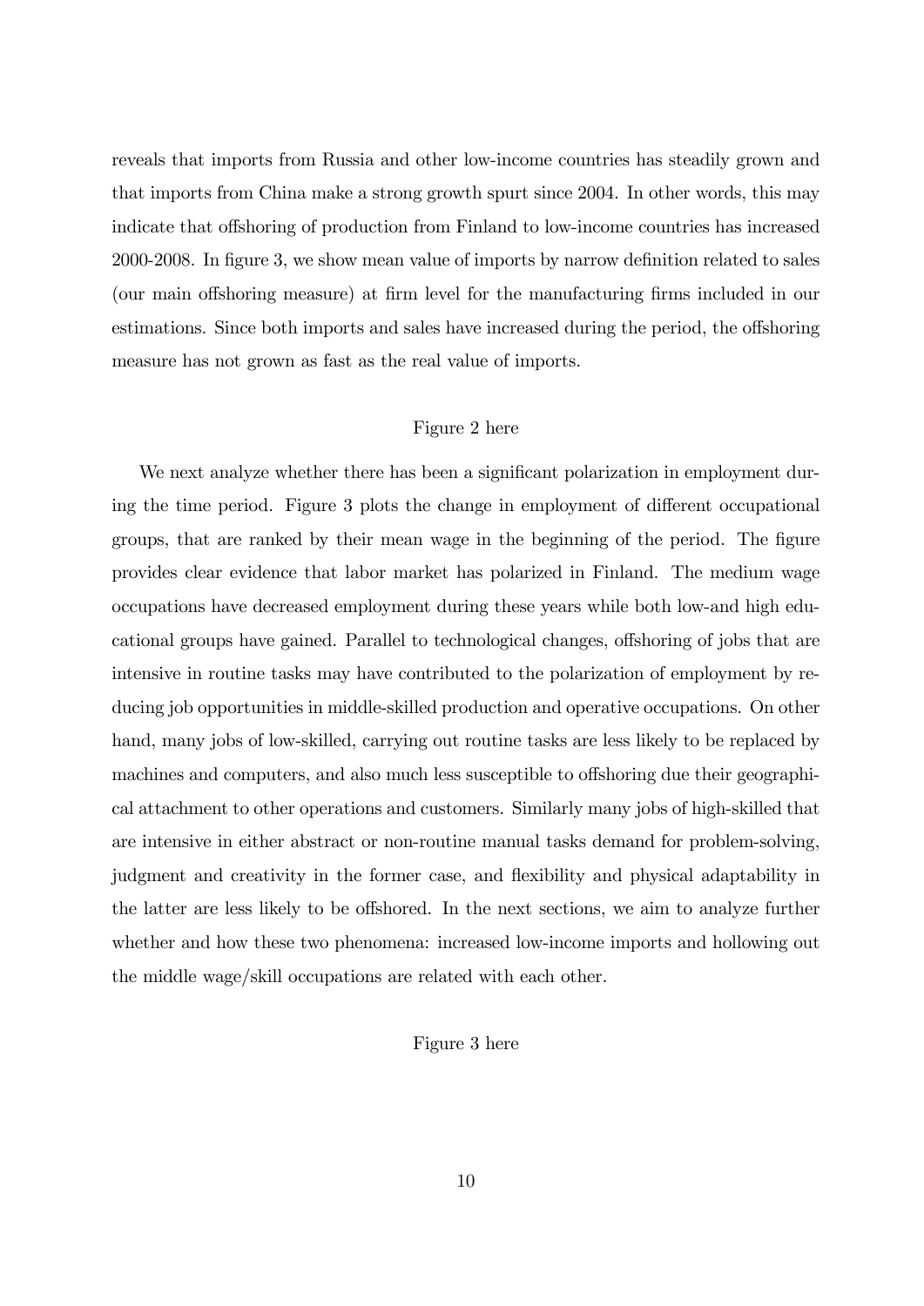reveals that imports from Russia and other low-income countries has steadily grown and that imports from China make a strong growth spurt since 2004. In other words, this may indicate that offshoring of production from Finland to low-income countries has increased 2000-2008. In figure 3, we show mean value of imports by narrow definition related to sales (our main offshoring measure) at firm level for the manufacturing firms included in our estimations. Since both imports and sales have increased during the period, the offshoring measure has not grown as fast as the real value of imports.

Figure 2 here

We next analyze whether there has been a significant polarization in employment during the time period. Figure 3 plots the change in employment of different occupational groups, that are ranked by their mean wage in the beginning of the period. The figure provides clear evidence that labor market has polarized in Finland. The medium wage occupations have decreased employment during these years while both low-and high educational groups have gained. Parallel to technological changes, offshoring of jobs that are intensive in routine tasks may have contributed to the polarization of employment by reducing job opportunities in middle-skilled production and operative occupations. On other hand, many jobs of low-skilled, carrying out routine tasks are less likely to be replaced by machines and computers, and also much less susceptible to offshoring due their geographical attachment to other operations and customers. Similarly many jobs of high-skilled that are intensive in either abstract or non-routine manual tasks demand for problem-solving, judgment and creativity in the former case, and flexibility and physical adaptability in the latter are less likely to be offshored. In the next sections, we aim to analyze further whether and how these two phenomena: increased low-income imports and hollowing out the middle wage/skill occupations are related with each other.

Figure 3 here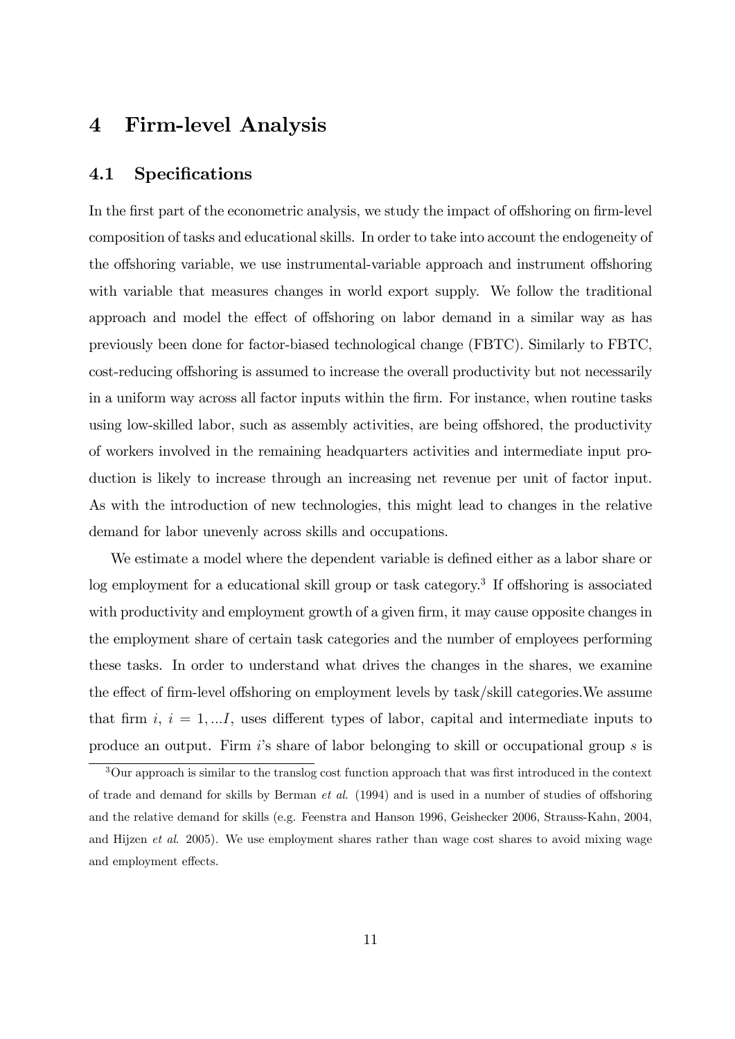# 4 Firm-level Analysis

## 4.1 Specifications

In the first part of the econometric analysis, we study the impact of offshoring on firm-level composition of tasks and educational skills. In order to take into account the endogeneity of the offshoring variable, we use instrumental-variable approach and instrument offshoring with variable that measures changes in world export supply. We follow the traditional approach and model the effect of offshoring on labor demand in a similar way as has previously been done for factor-biased technological change (FBTC). Similarly to FBTC, cost-reducing offshoring is assumed to increase the overall productivity but not necessarily in a uniform way across all factor inputs within the firm. For instance, when routine tasks using low-skilled labor, such as assembly activities, are being offshored, the productivity of workers involved in the remaining headquarters activities and intermediate input production is likely to increase through an increasing net revenue per unit of factor input. As with the introduction of new technologies, this might lead to changes in the relative demand for labor unevenly across skills and occupations.

We estimate a model where the dependent variable is defined either as a labor share or log employment for a educational skill group or task category.[3] If offshoring is associated with productivity and employment growth of a given firm, it may cause opposite changes in the employment share of certain task categories and the number of employees performing these tasks. In order to understand what drives the changes in the shares, we examine the effect of firm-level offshoring on employment levels by task/skill categories.We assume that firm $i$, $i = 1, ...I$, uses different types of labor, capital and intermediate inputs to produce an output. Firm $i$'s share of labor belonging to skill or occupational group $s$ is

[3] Our approach is similar to the translog cost function approach that was first introduced in the context of trade and demand for skills by Berman *et al.* (1994) and is used in a number of studies of offshoring and the relative demand for skills (e.g. Feenstra and Hanson 1996, Geishecker 2006, Strauss-Kahn, 2004, and Hijzen *et al.* 2005). We use employment shares rather than wage cost shares to avoid mixing wage and employment effects.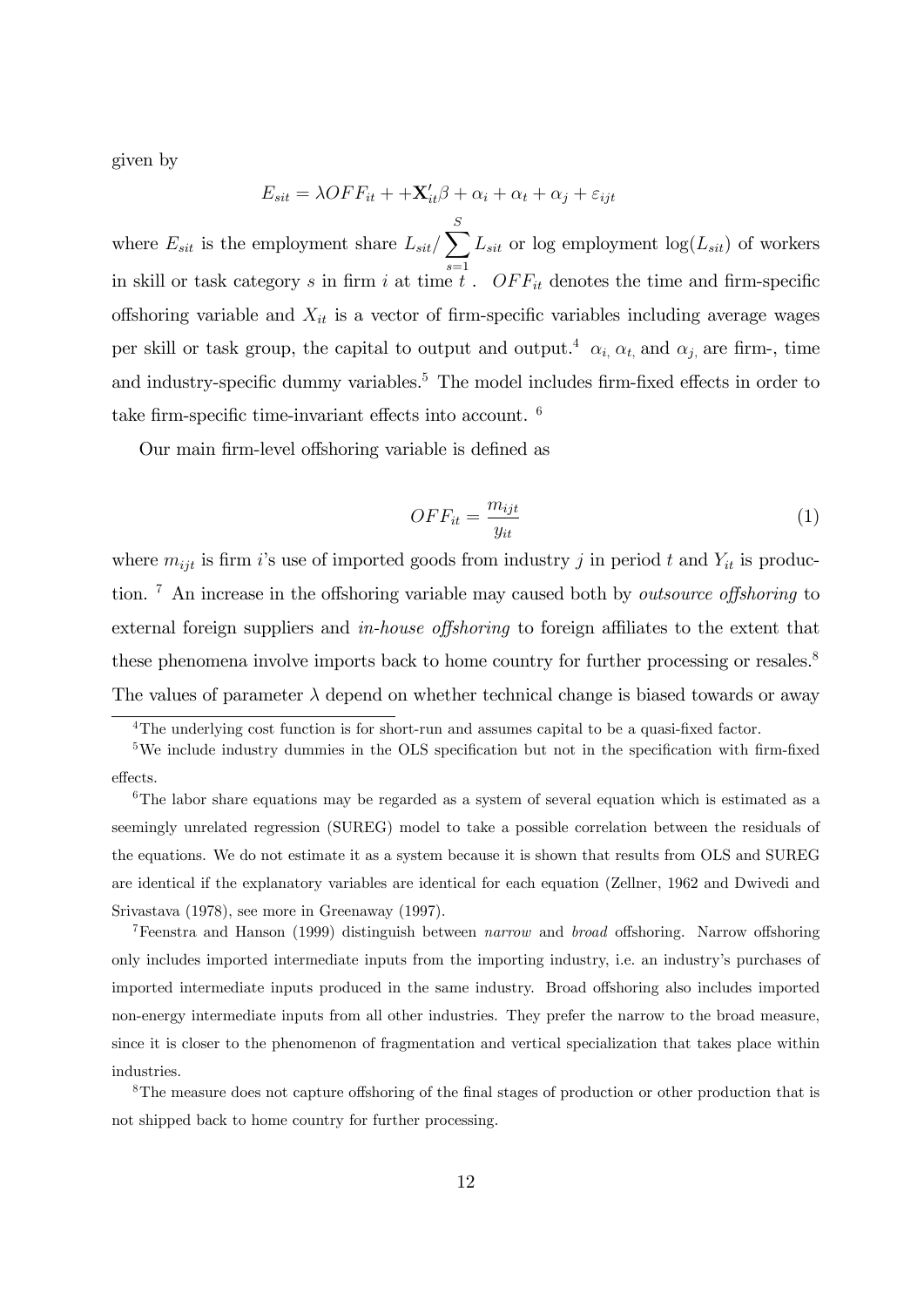given by

$$E_{sit} = \lambda OFF_{it} + +\mathbf{X}'_{it}\beta + \alpha_i + \alpha_t + \alpha_j + \varepsilon_{ijt}$$

where $E_{sit}$ is the employment share $L_{sit}/\sum_{s=1}^{S} L_{sit}$ or log employment $\log(L_{sit})$ of workers in skill or task category $s$ in firm $i$ at time $t$ . $OFF_{it}$ denotes the time and firm-specific offshoring variable and $X_{it}$ is a vector of firm-specific variables including average wages per skill or task group, the capital to output and output.[4] $\alpha_{i,}$ $\alpha_{t,}$ and $\alpha_{j,}$ are firm-, time and industry-specific dummy variables.[5] The model includes firm-fixed effects in order to take firm-specific time-invariant effects into account. [6]

Our main firm-level offshoring variable is defined as

$$OFF_{it} = \frac{m_{ijt}}{y_{it}} \tag{1}$$

where $m_{ijt}$ is firm $i$'s use of imported goods from industry $j$ in period $t$ and $Y_{it}$ is production. [7] An increase in the offshoring variable may caused both by *outsource offshoring* to external foreign suppliers and *in-house offshoring* to foreign affiliates to the extent that these phenomena involve imports back to home country for further processing or resales.[8] The values of parameter $\lambda$ depend on whether technical change is biased towards or away

---

[4]The underlying cost function is for short-run and assumes capital to be a quasi-fixed factor.

[5]We include industry dummies in the OLS specification but not in the specification with firm-fixed effects.

[6]The labor share equations may be regarded as a system of several equation which is estimated as a seemingly unrelated regression (SUREG) model to take a possible correlation between the residuals of the equations. We do not estimate it as a system because it is shown that results from OLS and SUREG are identical if the explanatory variables are identical for each equation (Zellner, 1962 and Dwivedi and Srivastava (1978), see more in Greenaway (1997).

[7]Feenstra and Hanson (1999) distinguish between *narrow* and *broad* offshoring. Narrow offshoring only includes imported intermediate inputs from the importing industry, i.e. an industry's purchases of imported intermediate inputs produced in the same industry. Broad offshoring also includes imported non-energy intermediate inputs from all other industries. They prefer the narrow to the broad measure, since it is closer to the phenomenon of fragmentation and vertical specialization that takes place within industries.

[8]The measure does not capture offshoring of the final stages of production or other production that is not shipped back to home country for further processing.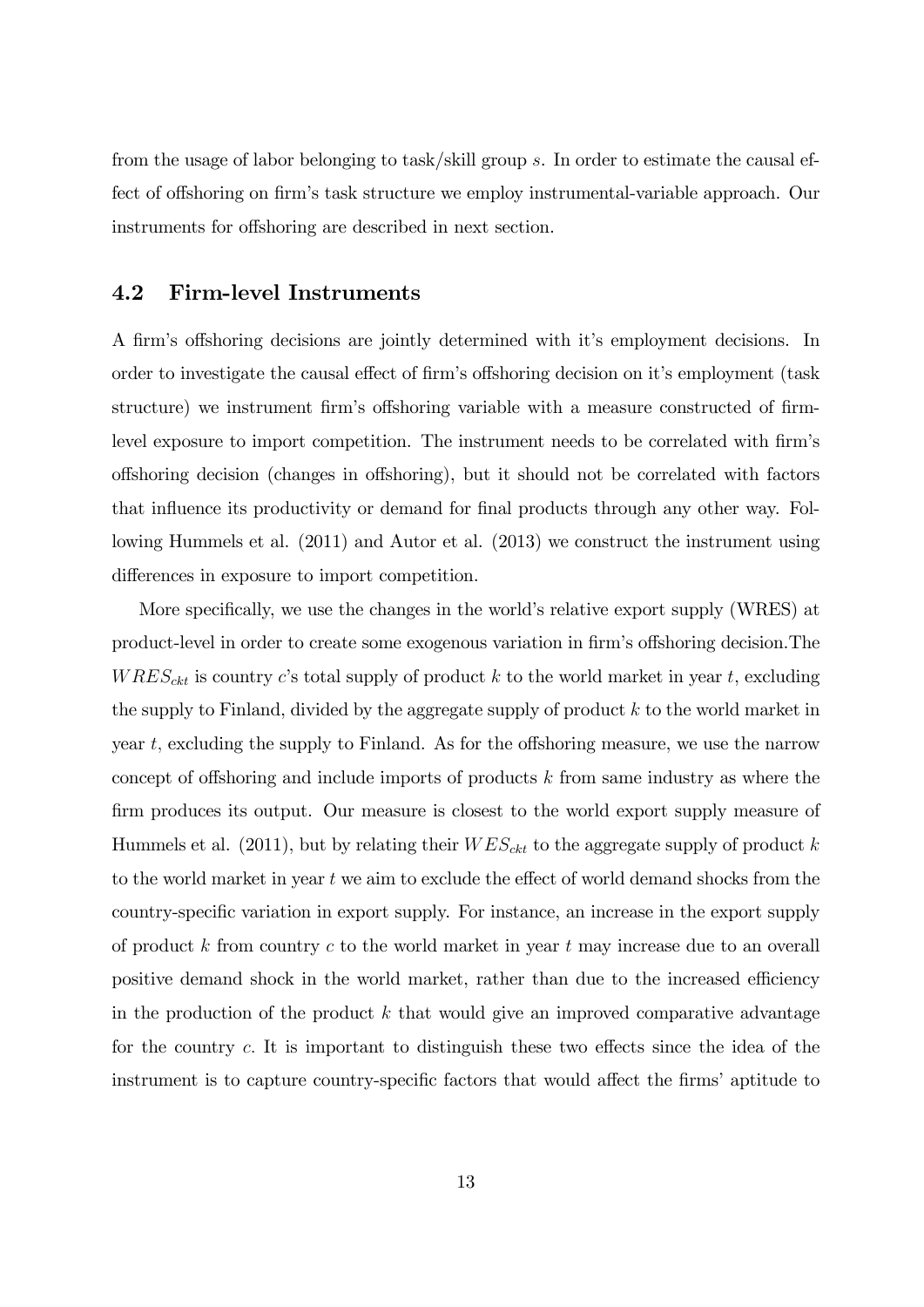from the usage of labor belonging to task/skill group $s$. In order to estimate the causal effect of offshoring on firm's task structure we employ instrumental-variable approach. Our instruments for offshoring are described in next section.

## 4.2 Firm-level Instruments

A firm's offshoring decisions are jointly determined with it's employment decisions. In order to investigate the causal effect of firm's offshoring decision on it's employment (task structure) we instrument firm's offshoring variable with a measure constructed of firm-level exposure to import competition. The instrument needs to be correlated with firm's offshoring decision (changes in offshoring), but it should not be correlated with factors that influence its productivity or demand for final products through any other way. Following Hummels et al. (2011) and Autor et al. (2013) we construct the instrument using differences in exposure to import competition.

More specifically, we use the changes in the world's relative export supply (WRES) at product-level in order to create some exogenous variation in firm's offshoring decision.The $WRES_{ckt}$ is country $c$'s total supply of product $k$ to the world market in year $t$, excluding the supply to Finland, divided by the aggregate supply of product $k$ to the world market in year $t$, excluding the supply to Finland. As for the offshoring measure, we use the narrow concept of offshoring and include imports of products $k$ from same industry as where the firm produces its output. Our measure is closest to the world export supply measure of Hummels et al. (2011), but by relating their $WES_{ckt}$ to the aggregate supply of product $k$ to the world market in year $t$ we aim to exclude the effect of world demand shocks from the country-specific variation in export supply. For instance, an increase in the export supply of product $k$ from country $c$ to the world market in year $t$ may increase due to an overall positive demand shock in the world market, rather than due to the increased efficiency in the production of the product $k$ that would give an improved comparative advantage for the country $c$. It is important to distinguish these two effects since the idea of the instrument is to capture country-specific factors that would affect the firms' aptitude to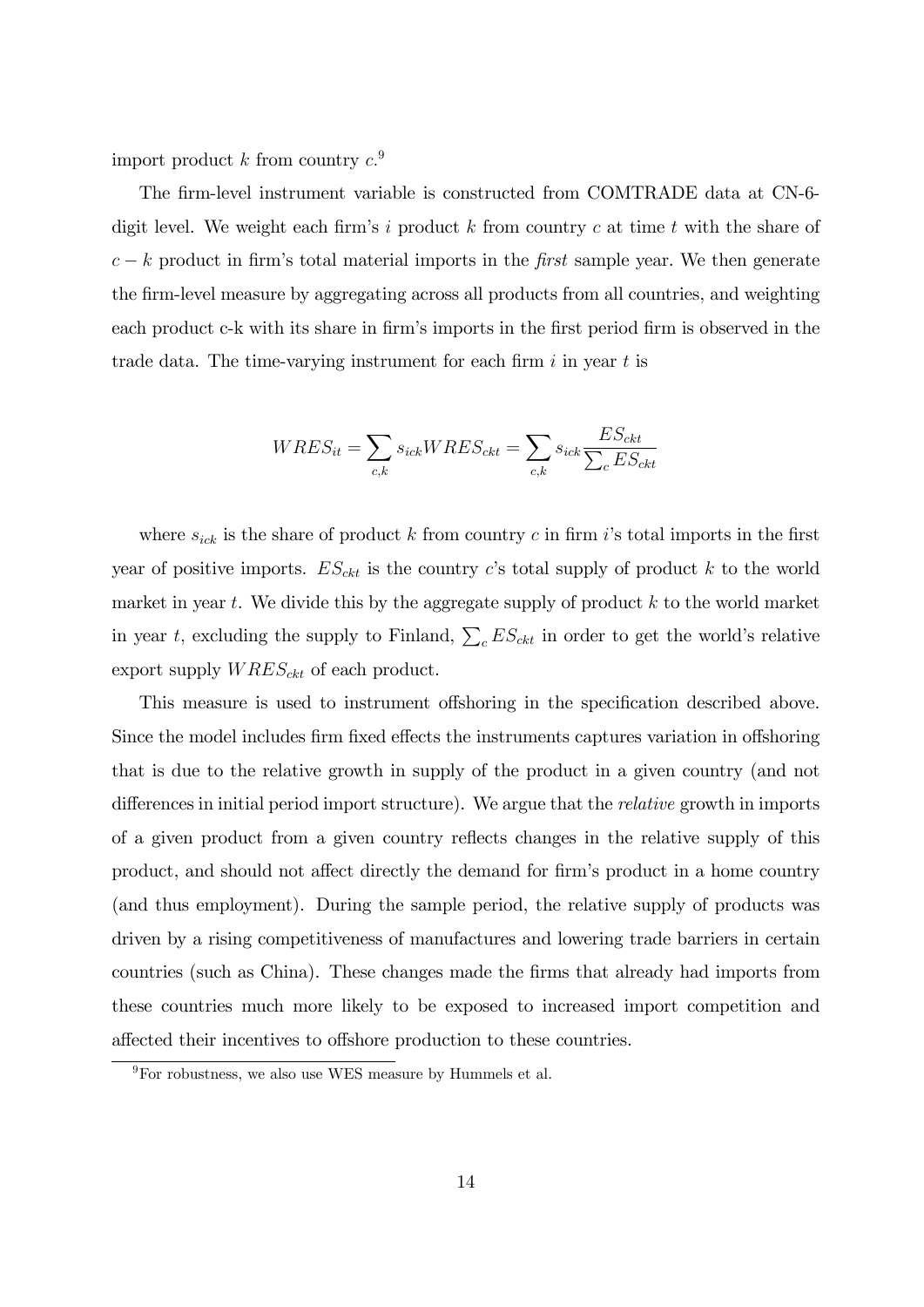import product $k$ from country $c$.[9]

The firm-level instrument variable is constructed from COMTRADE data at CN-6-digit level. We weight each firm's $i$ product $k$ from country $c$ at time $t$ with the share of $c-k$ product in firm's total material imports in the *first* sample year. We then generate the firm-level measure by aggregating across all products from all countries, and weighting each product c-k with its share in firm's imports in the first period firm is observed in the trade data. The time-varying instrument for each firm $i$ in year $t$ is

$$WRES_{it} = \sum_{c,k} s_{ick} WRES_{ckt} = \sum_{c,k} s_{ick} \frac{ES_{ckt}}{\sum_c ES_{ckt}}$$

where $s_{ick}$ is the share of product $k$ from country $c$ in firm $i$'s total imports in the first year of positive imports. $ES_{ckt}$ is the country $c$'s total supply of product $k$ to the world market in year $t$. We divide this by the aggregate supply of product $k$ to the world market in year $t$, excluding the supply to Finland, $\sum_c ES_{ckt}$ in order to get the world's relative export supply $WRES_{ckt}$ of each product.

This measure is used to instrument offshoring in the specification described above. Since the model includes firm fixed effects the instruments captures variation in offshoring that is due to the relative growth in supply of the product in a given country (and not differences in initial period import structure). We argue that the *relative* growth in imports of a given product from a given country reflects changes in the relative supply of this product, and should not affect directly the demand for firm's product in a home country (and thus employment). During the sample period, the relative supply of products was driven by a rising competitiveness of manufactures and lowering trade barriers in certain countries (such as China). These changes made the firms that already had imports from these countries much more likely to be exposed to increased import competition and affected their incentives to offshore production to these countries.

[9]For robustness, we also use WES measure by Hummels et al.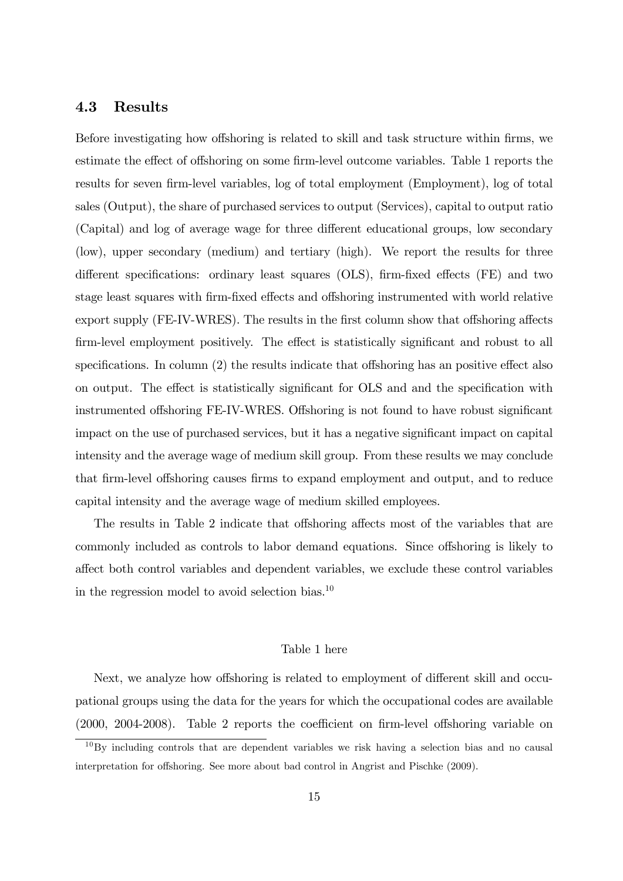### 4.3 Results

Before investigating how offshoring is related to skill and task structure within firms, we estimate the effect of offshoring on some firm-level outcome variables. Table 1 reports the results for seven firm-level variables, log of total employment (Employment), log of total sales (Output), the share of purchased services to output (Services), capital to output ratio (Capital) and log of average wage for three different educational groups, low secondary (low), upper secondary (medium) and tertiary (high). We report the results for three different specifications: ordinary least squares (OLS), firm-fixed effects (FE) and two stage least squares with firm-fixed effects and offshoring instrumented with world relative export supply (FE-IV-WRES). The results in the first column show that offshoring affects firm-level employment positively. The effect is statistically significant and robust to all specifications. In column (2) the results indicate that offshoring has an positive effect also on output. The effect is statistically significant for OLS and and the specification with instrumented offshoring FE-IV-WRES. Offshoring is not found to have robust significant impact on the use of purchased services, but it has a negative significant impact on capital intensity and the average wage of medium skill group. From these results we may conclude that firm-level offshoring causes firms to expand employment and output, and to reduce capital intensity and the average wage of medium skilled employees.

The results in Table 2 indicate that offshoring affects most of the variables that are commonly included as controls to labor demand equations. Since offshoring is likely to affect both control variables and dependent variables, we exclude these control variables in the regression model to avoid selection bias.[10]

Table 1 here

Next, we analyze how offshoring is related to employment of different skill and occupational groups using the data for the years for which the occupational codes are available (2000, 2004-2008). Table 2 reports the coefficient on firm-level offshoring variable on

[10] By including controls that are dependent variables we risk having a selection bias and no causal interpretation for offshoring. See more about bad control in Angrist and Pischke (2009).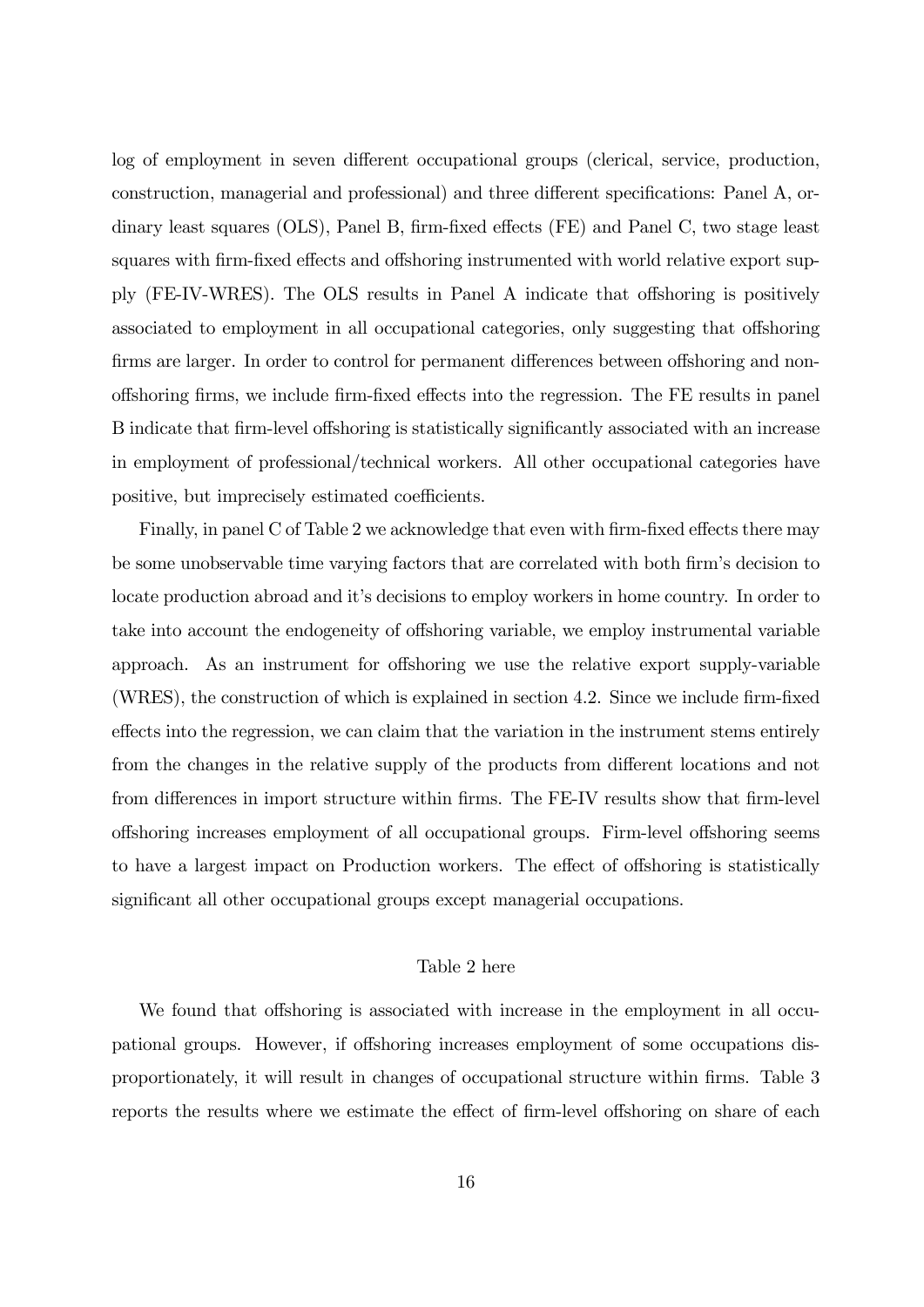log of employment in seven different occupational groups (clerical, service, production, construction, managerial and professional) and three different specifications: Panel A, ordinary least squares (OLS), Panel B, firm-fixed effects (FE) and Panel C, two stage least squares with firm-fixed effects and offshoring instrumented with world relative export supply (FE-IV-WRES). The OLS results in Panel A indicate that offshoring is positively associated to employment in all occupational categories, only suggesting that offshoring firms are larger. In order to control for permanent differences between offshoring and non-offshoring firms, we include firm-fixed effects into the regression. The FE results in panel B indicate that firm-level offshoring is statistically significantly associated with an increase in employment of professional/technical workers. All other occupational categories have positive, but imprecisely estimated coefficients.

Finally, in panel C of Table 2 we acknowledge that even with firm-fixed effects there may be some unobservable time varying factors that are correlated with both firm's decision to locate production abroad and it's decisions to employ workers in home country. In order to take into account the endogeneity of offshoring variable, we employ instrumental variable approach. As an instrument for offshoring we use the relative export supply-variable (WRES), the construction of which is explained in section 4.2. Since we include firm-fixed effects into the regression, we can claim that the variation in the instrument stems entirely from the changes in the relative supply of the products from different locations and not from differences in import structure within firms. The FE-IV results show that firm-level offshoring increases employment of all occupational groups. Firm-level offshoring seems to have a largest impact on Production workers. The effect of offshoring is statistically significant all other occupational groups except managerial occupations.

Table 2 here

We found that offshoring is associated with increase in the employment in all occupational groups. However, if offshoring increases employment of some occupations disproportionately, it will result in changes of occupational structure within firms. Table 3 reports the results where we estimate the effect of firm-level offshoring on share of each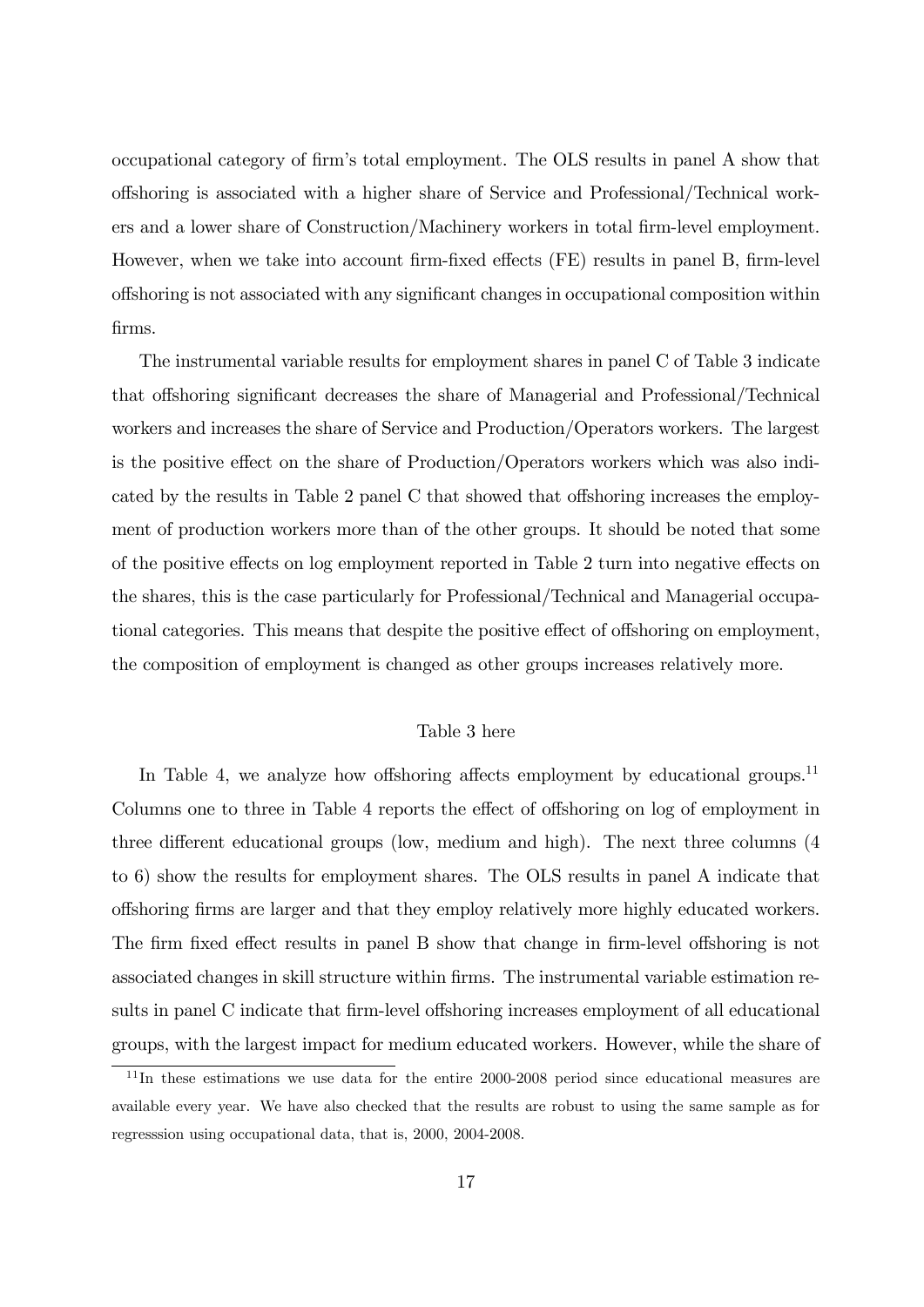occupational category of firm's total employment. The OLS results in panel A show that offshoring is associated with a higher share of Service and Professional/Technical workers and a lower share of Construction/Machinery workers in total firm-level employment. However, when we take into account firm-fixed effects (FE) results in panel B, firm-level offshoring is not associated with any significant changes in occupational composition within firms.

The instrumental variable results for employment shares in panel C of Table 3 indicate that offshoring significant decreases the share of Managerial and Professional/Technical workers and increases the share of Service and Production/Operators workers. The largest is the positive effect on the share of Production/Operators workers which was also indicated by the results in Table 2 panel C that showed that offshoring increases the employment of production workers more than of the other groups. It should be noted that some of the positive effects on log employment reported in Table 2 turn into negative effects on the shares, this is the case particularly for Professional/Technical and Managerial occupational categories. This means that despite the positive effect of offshoring on employment, the composition of employment is changed as other groups increases relatively more.

Table 3 here

In Table 4, we analyze how offshoring affects employment by educational groups.[11] Columns one to three in Table 4 reports the effect of offshoring on log of employment in three different educational groups (low, medium and high). The next three columns (4 to 6) show the results for employment shares. The OLS results in panel A indicate that offshoring firms are larger and that they employ relatively more highly educated workers. The firm fixed effect results in panel B show that change in firm-level offshoring is not associated changes in skill structure within firms. The instrumental variable estimation results in panel C indicate that firm-level offshoring increases employment of all educational groups, with the largest impact for medium educated workers. However, while the share of

[11] In these estimations we use data for the entire 2000-2008 period since educational measures are available every year. We have also checked that the results are robust to using the same sample as for regresssion using occupational data, that is, 2000, 2004-2008.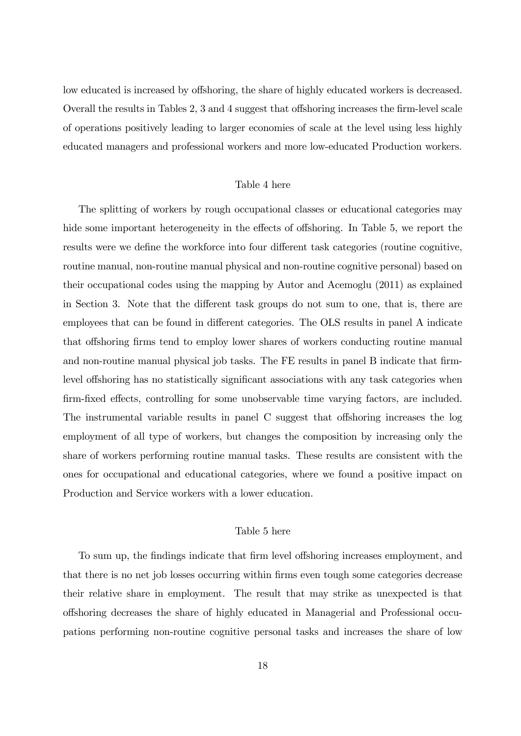low educated is increased by offshoring, the share of highly educated workers is decreased. Overall the results in Tables 2, 3 and 4 suggest that offshoring increases the firm-level scale of operations positively leading to larger economies of scale at the level using less highly educated managers and professional workers and more low-educated Production workers.

Table 4 here

The splitting of workers by rough occupational classes or educational categories may hide some important heterogeneity in the effects of offshoring. In Table 5, we report the results were we define the workforce into four different task categories (routine cognitive, routine manual, non-routine manual physical and non-routine cognitive personal) based on their occupational codes using the mapping by Autor and Acemoglu (2011) as explained in Section 3. Note that the different task groups do not sum to one, that is, there are employees that can be found in different categories. The OLS results in panel A indicate that offshoring firms tend to employ lower shares of workers conducting routine manual and non-routine manual physical job tasks. The FE results in panel B indicate that firm-level offshoring has no statistically significant associations with any task categories when firm-fixed effects, controlling for some unobservable time varying factors, are included. The instrumental variable results in panel C suggest that offshoring increases the log employment of all type of workers, but changes the composition by increasing only the share of workers performing routine manual tasks. These results are consistent with the ones for occupational and educational categories, where we found a positive impact on Production and Service workers with a lower education.

Table 5 here

To sum up, the findings indicate that firm level offshoring increases employment, and that there is no net job losses occurring within firms even tough some categories decrease their relative share in employment. The result that may strike as unexpected is that offshoring decreases the share of highly educated in Managerial and Professional occupations performing non-routine cognitive personal tasks and increases the share of low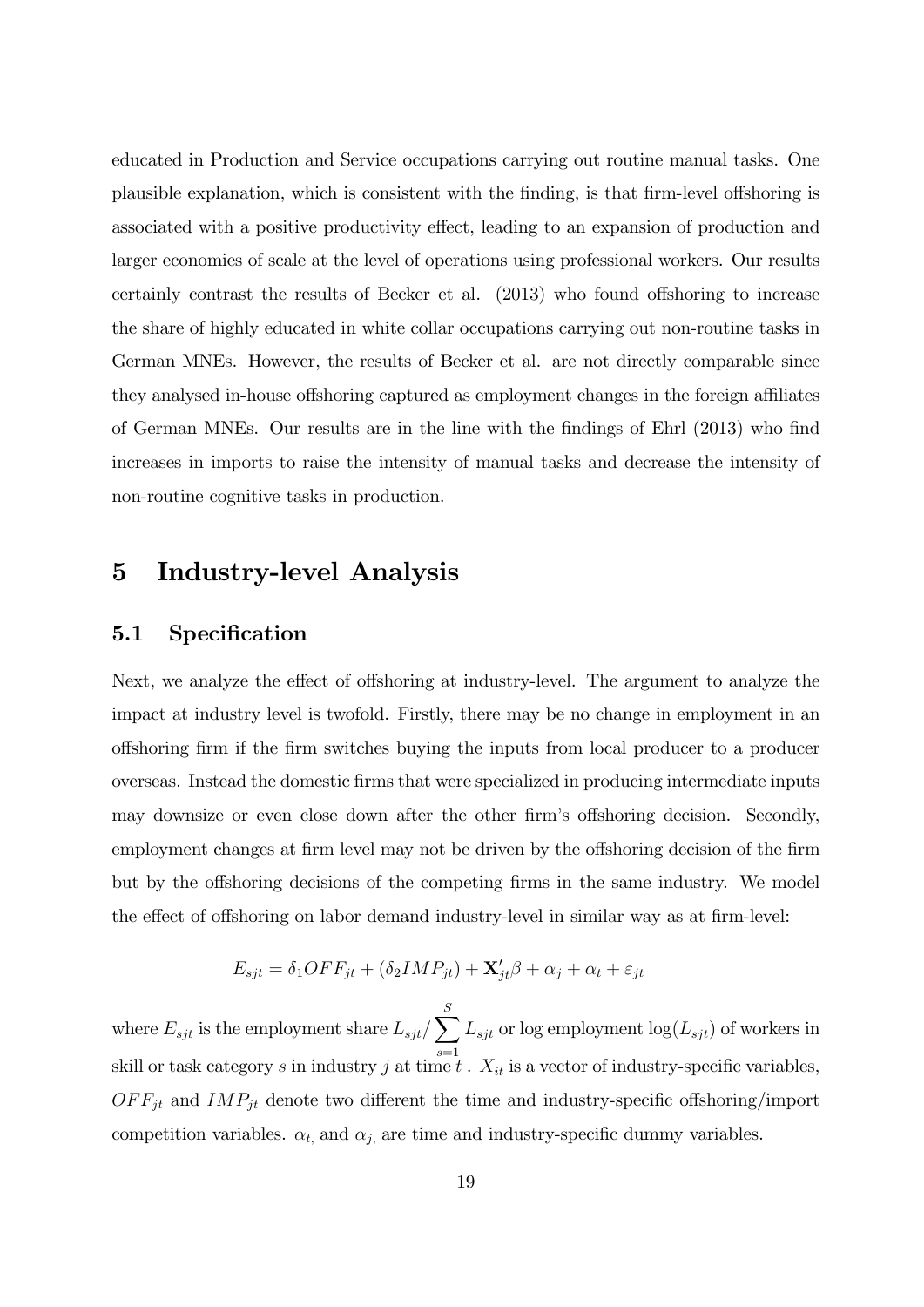educated in Production and Service occupations carrying out routine manual tasks. One plausible explanation, which is consistent with the finding, is that firm-level offshoring is associated with a positive productivity effect, leading to an expansion of production and larger economies of scale at the level of operations using professional workers. Our results certainly contrast the results of Becker et al. (2013) who found offshoring to increase the share of highly educated in white collar occupations carrying out non-routine tasks in German MNEs. However, the results of Becker et al. are not directly comparable since they analysed in-house offshoring captured as employment changes in the foreign affiliates of German MNEs. Our results are in the line with the findings of Ehrl (2013) who find increases in imports to raise the intensity of manual tasks and decrease the intensity of non-routine cognitive tasks in production.

# 5 Industry-level Analysis

## 5.1 Specification

Next, we analyze the effect of offshoring at industry-level. The argument to analyze the impact at industry level is twofold. Firstly, there may be no change in employment in an offshoring firm if the firm switches buying the inputs from local producer to a producer overseas. Instead the domestic firms that were specialized in producing intermediate inputs may downsize or even close down after the other firm's offshoring decision. Secondly, employment changes at firm level may not be driven by the offshoring decision of the firm but by the offshoring decisions of the competing firms in the same industry. We model the effect of offshoring on labor demand industry-level in similar way as at firm-level:

$$E_{sjt} = \delta_1 OFF_{jt} + (\delta_2 IMP_{jt}) + \mathbf{X}'_{jt}\beta + \alpha_j + \alpha_t + \varepsilon_{jt}$$

where $E_{sjt}$ is the employment share $L_{sjt}/\sum_{s=1}^{S} L_{sjt}$ or log employment $\log(L_{sjt})$ of workers in skill or task category $s$ in industry $j$ at time $t$ . $X_{it}$ is a vector of industry-specific variables, $OFF_{jt}$ and $IMP_{jt}$ denote two different the time and industry-specific offshoring/import competition variables. $\alpha_{t,}$ and $\alpha_{j,}$ are time and industry-specific dummy variables.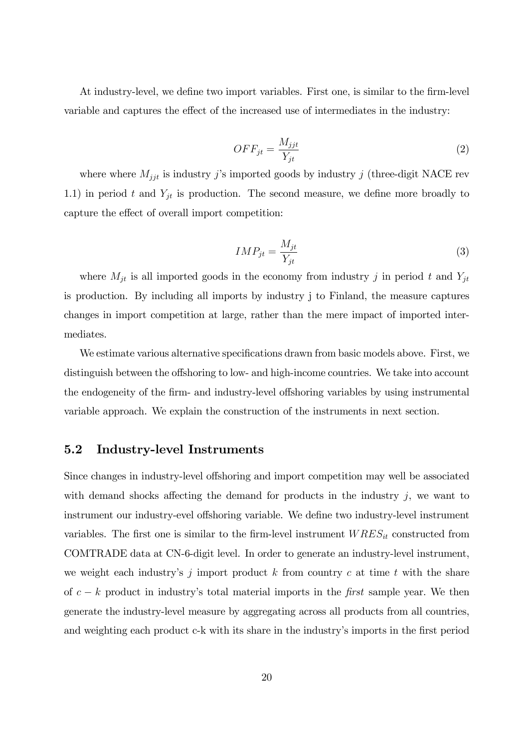At industry-level, we define two import variables. First one, is similar to the firm-level variable and captures the effect of the increased use of intermediates in the industry:

$$OFF_{jt} = \frac{M_{jjt}}{Y_{jt}} \tag{2}$$

where where $M_{jjt}$ is industry $j$'s imported goods by industry $j$ (three-digit NACE rev 1.1) in period $t$ and $Y_{jt}$ is production. The second measure, we define more broadly to capture the effect of overall import competition:

$$IMP_{jt} = \frac{M_{jt}}{Y_{jt}} \tag{3}$$

where $M_{jt}$ is all imported goods in the economy from industry $j$ in period $t$ and $Y_{jt}$ is production. By including all imports by industry j to Finland, the measure captures changes in import competition at large, rather than the mere impact of imported intermediates.

We estimate various alternative specifications drawn from basic models above. First, we distinguish between the offshoring to low- and high-income countries. We take into account the endogeneity of the firm- and industry-level offshoring variables by using instrumental variable approach. We explain the construction of the instruments in next section.

## 5.2 Industry-level Instruments

Since changes in industry-level offshoring and import competition may well be associated with demand shocks affecting the demand for products in the industry $j$, we want to instrument our industry-evel offshoring variable. We define two industry-level instrument variables. The first one is similar to the firm-level instrument $WRES_{it}$ constructed from COMTRADE data at CN-6-digit level. In order to generate an industry-level instrument, we weight each industry's $j$ import product $k$ from country $c$ at time $t$ with the share of $c - k$ product in industry's total material imports in the *first* sample year. We then generate the industry-level measure by aggregating across all products from all countries, and weighting each product c-k with its share in the industry's imports in the first period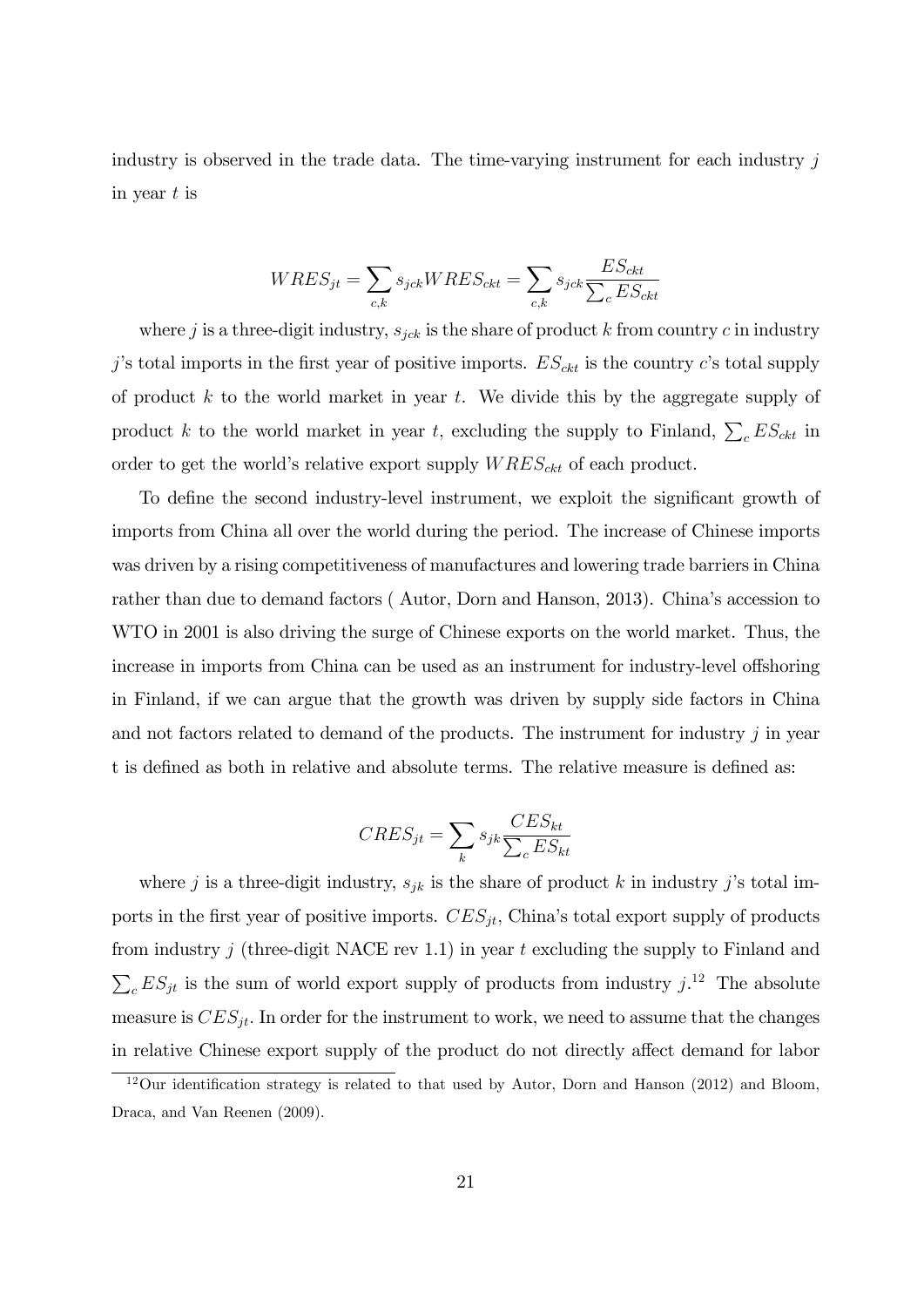industry is observed in the trade data. The time-varying instrument for each industry $j$ in year $t$ is

$$WRES_{jt} = \sum_{c,k} s_{jck} WRES_{ckt} = \sum_{c,k} s_{jck} \frac{ES_{ckt}}{\sum_c ES_{ckt}}$$

where $j$ is a three-digit industry, $s_{jck}$ is the share of product $k$ from country $c$ in industry $j$'s total imports in the first year of positive imports. $ES_{ckt}$ is the country $c$'s total supply of product $k$ to the world market in year $t$. We divide this by the aggregate supply of product $k$ to the world market in year $t$, excluding the supply to Finland, $\sum_c ES_{ckt}$ in order to get the world's relative export supply $WRES_{ckt}$ of each product.

To define the second industry-level instrument, we exploit the significant growth of imports from China all over the world during the period. The increase of Chinese imports was driven by a rising competitiveness of manufactures and lowering trade barriers in China rather than due to demand factors ( Autor, Dorn and Hanson, 2013). China's accession to WTO in 2001 is also driving the surge of Chinese exports on the world market. Thus, the increase in imports from China can be used as an instrument for industry-level offshoring in Finland, if we can argue that the growth was driven by supply side factors in China and not factors related to demand of the products. The instrument for industry $j$ in year t is defined as both in relative and absolute terms. The relative measure is defined as:

$$CRES_{jt} = \sum_{k} s_{jk} \frac{CES_{kt}}{\sum_c ES_{kt}}$$

where $j$ is a three-digit industry, $s_{jk}$ is the share of product $k$ in industry $j$'s total imports in the first year of positive imports. $CES_{jt}$, China's total export supply of products from industry $j$ (three-digit NACE rev 1.1) in year $t$ excluding the supply to Finland and $\sum_c ES_{jt}$ is the sum of world export supply of products from industry $j$.[12] The absolute measure is $CES_{jt}$. In order for the instrument to work, we need to assume that the changes in relative Chinese export supply of the product do not directly affect demand for labor

[12] Our identification strategy is related to that used by Autor, Dorn and Hanson (2012) and Bloom, Draca, and Van Reenen (2009).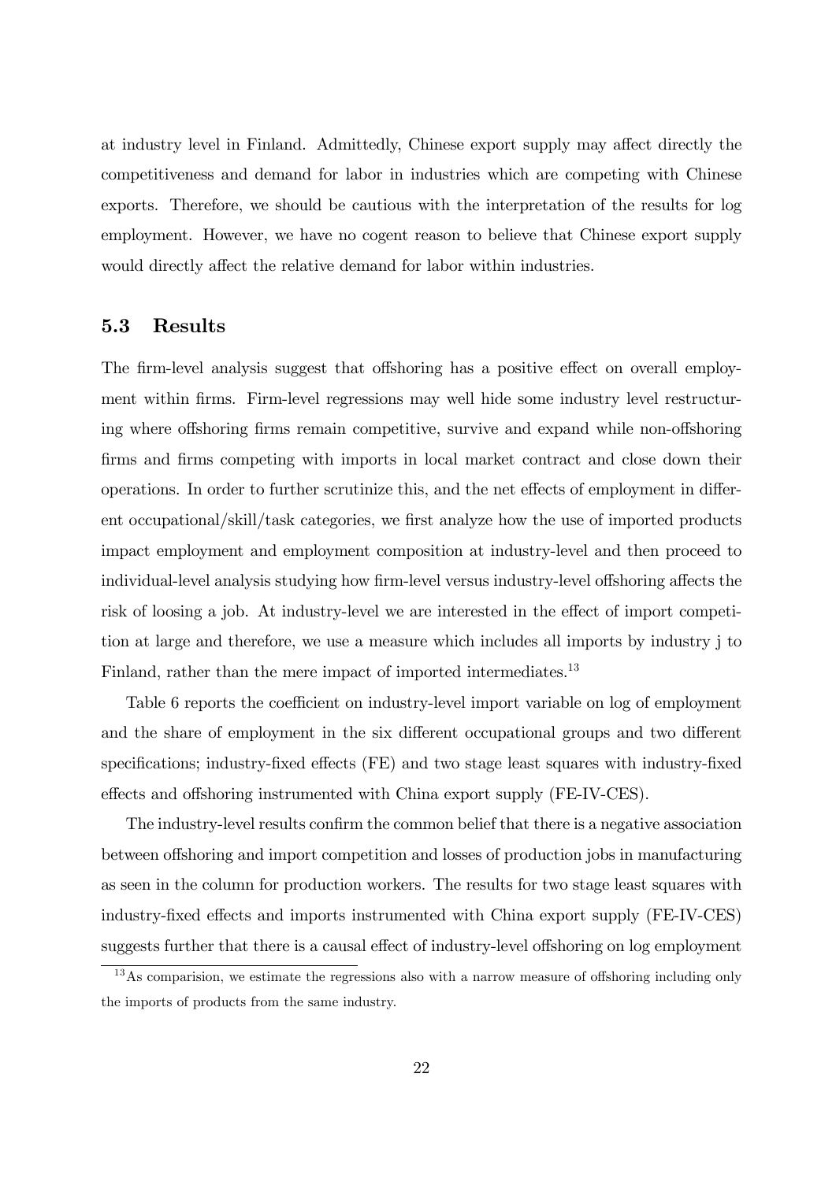at industry level in Finland. Admittedly, Chinese export supply may affect directly the competitiveness and demand for labor in industries which are competing with Chinese exports. Therefore, we should be cautious with the interpretation of the results for log employment. However, we have no cogent reason to believe that Chinese export supply would directly affect the relative demand for labor within industries.

### 5.3 Results

The firm-level analysis suggest that offshoring has a positive effect on overall employment within firms. Firm-level regressions may well hide some industry level restructuring where offshoring firms remain competitive, survive and expand while non-offshoring firms and firms competing with imports in local market contract and close down their operations. In order to further scrutinize this, and the net effects of employment in different occupational/skill/task categories, we first analyze how the use of imported products impact employment and employment composition at industry-level and then proceed to individual-level analysis studying how firm-level versus industry-level offshoring affects the risk of loosing a job. At industry-level we are interested in the effect of import competition at large and therefore, we use a measure which includes all imports by industry j to Finland, rather than the mere impact of imported intermediates.[13]

Table 6 reports the coefficient on industry-level import variable on log of employment and the share of employment in the six different occupational groups and two different specifications; industry-fixed effects (FE) and two stage least squares with industry-fixed effects and offshoring instrumented with China export supply (FE-IV-CES).

The industry-level results confirm the common belief that there is a negative association between offshoring and import competition and losses of production jobs in manufacturing as seen in the column for production workers. The results for two stage least squares with industry-fixed effects and imports instrumented with China export supply (FE-IV-CES) suggests further that there is a causal effect of industry-level offshoring on log employment

[13] As comparision, we estimate the regressions also with a narrow measure of offshoring including only the imports of products from the same industry.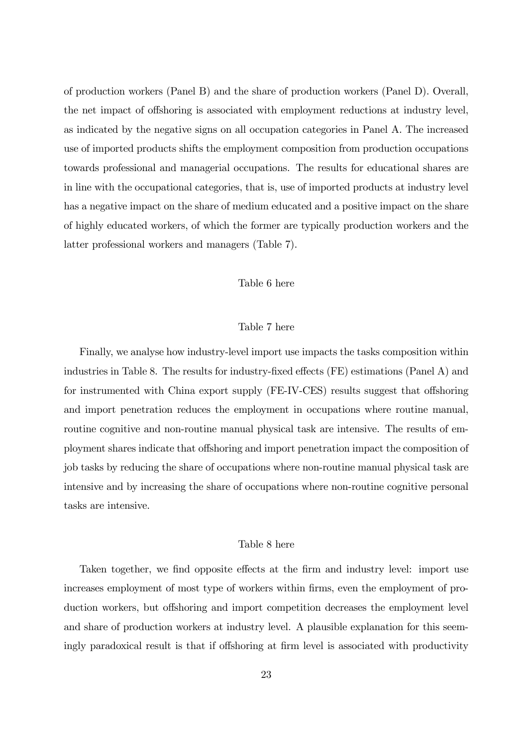of production workers (Panel B) and the share of production workers (Panel D). Overall, the net impact of offshoring is associated with employment reductions at industry level, as indicated by the negative signs on all occupation categories in Panel A. The increased use of imported products shifts the employment composition from production occupations towards professional and managerial occupations. The results for educational shares are in line with the occupational categories, that is, use of imported products at industry level has a negative impact on the share of medium educated and a positive impact on the share of highly educated workers, of which the former are typically production workers and the latter professional workers and managers (Table 7).

Table 6 here

Table 7 here

Finally, we analyse how industry-level import use impacts the tasks composition within industries in Table 8. The results for industry-fixed effects (FE) estimations (Panel A) and for instrumented with China export supply (FE-IV-CES) results suggest that offshoring and import penetration reduces the employment in occupations where routine manual, routine cognitive and non-routine manual physical task are intensive. The results of employment shares indicate that offshoring and import penetration impact the composition of job tasks by reducing the share of occupations where non-routine manual physical task are intensive and by increasing the share of occupations where non-routine cognitive personal tasks are intensive.

Table 8 here

Taken together, we find opposite effects at the firm and industry level: import use increases employment of most type of workers within firms, even the employment of production workers, but offshoring and import competition decreases the employment level and share of production workers at industry level. A plausible explanation for this seemingly paradoxical result is that if offshoring at firm level is associated with productivity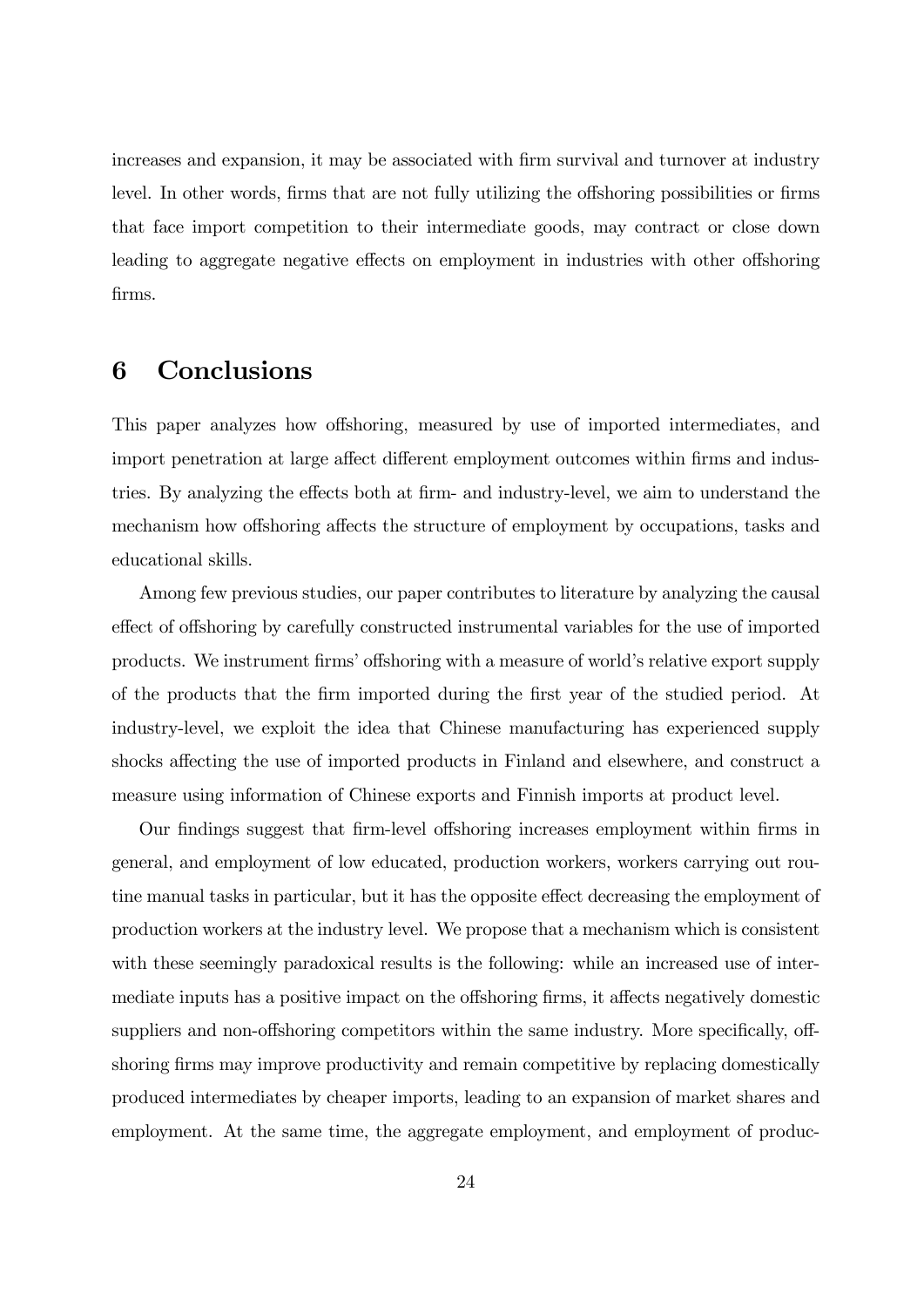increases and expansion, it may be associated with firm survival and turnover at industry level. In other words, firms that are not fully utilizing the offshoring possibilities or firms that face import competition to their intermediate goods, may contract or close down leading to aggregate negative effects on employment in industries with other offshoring firms.

# 6 Conclusions

This paper analyzes how offshoring, measured by use of imported intermediates, and import penetration at large affect different employment outcomes within firms and industries. By analyzing the effects both at firm- and industry-level, we aim to understand the mechanism how offshoring affects the structure of employment by occupations, tasks and educational skills.

Among few previous studies, our paper contributes to literature by analyzing the causal effect of offshoring by carefully constructed instrumental variables for the use of imported products. We instrument firms' offshoring with a measure of world's relative export supply of the products that the firm imported during the first year of the studied period. At industry-level, we exploit the idea that Chinese manufacturing has experienced supply shocks affecting the use of imported products in Finland and elsewhere, and construct a measure using information of Chinese exports and Finnish imports at product level.

Our findings suggest that firm-level offshoring increases employment within firms in general, and employment of low educated, production workers, workers carrying out routine manual tasks in particular, but it has the opposite effect decreasing the employment of production workers at the industry level. We propose that a mechanism which is consistent with these seemingly paradoxical results is the following: while an increased use of intermediate inputs has a positive impact on the offshoring firms, it affects negatively domestic suppliers and non-offshoring competitors within the same industry. More specifically, offshoring firms may improve productivity and remain competitive by replacing domestically produced intermediates by cheaper imports, leading to an expansion of market shares and employment. At the same time, the aggregate employment, and employment of produc-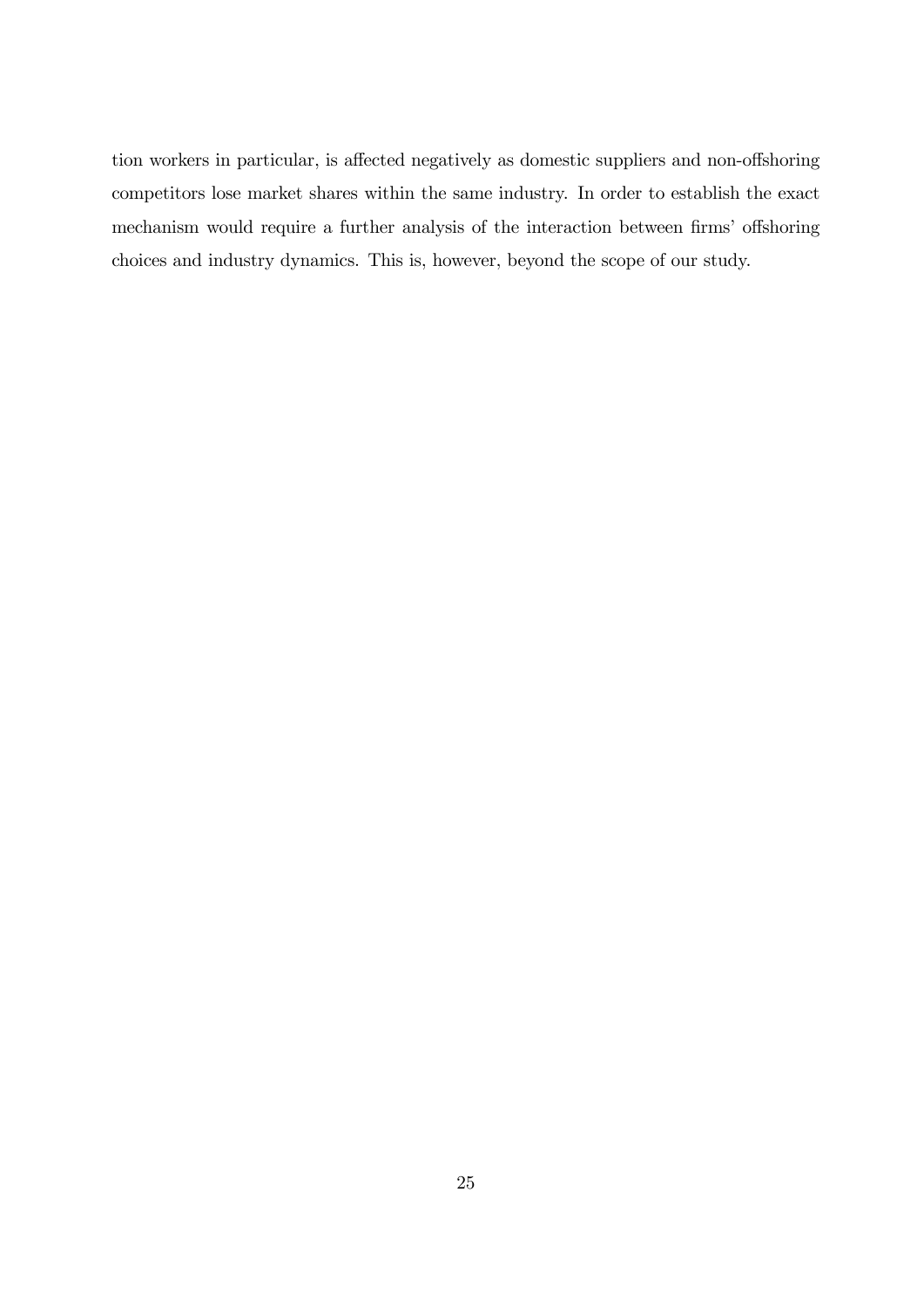tion workers in particular, is affected negatively as domestic suppliers and non-offshoring competitors lose market shares within the same industry. In order to establish the exact mechanism would require a further analysis of the interaction between firms' offshoring choices and industry dynamics. This is, however, beyond the scope of our study.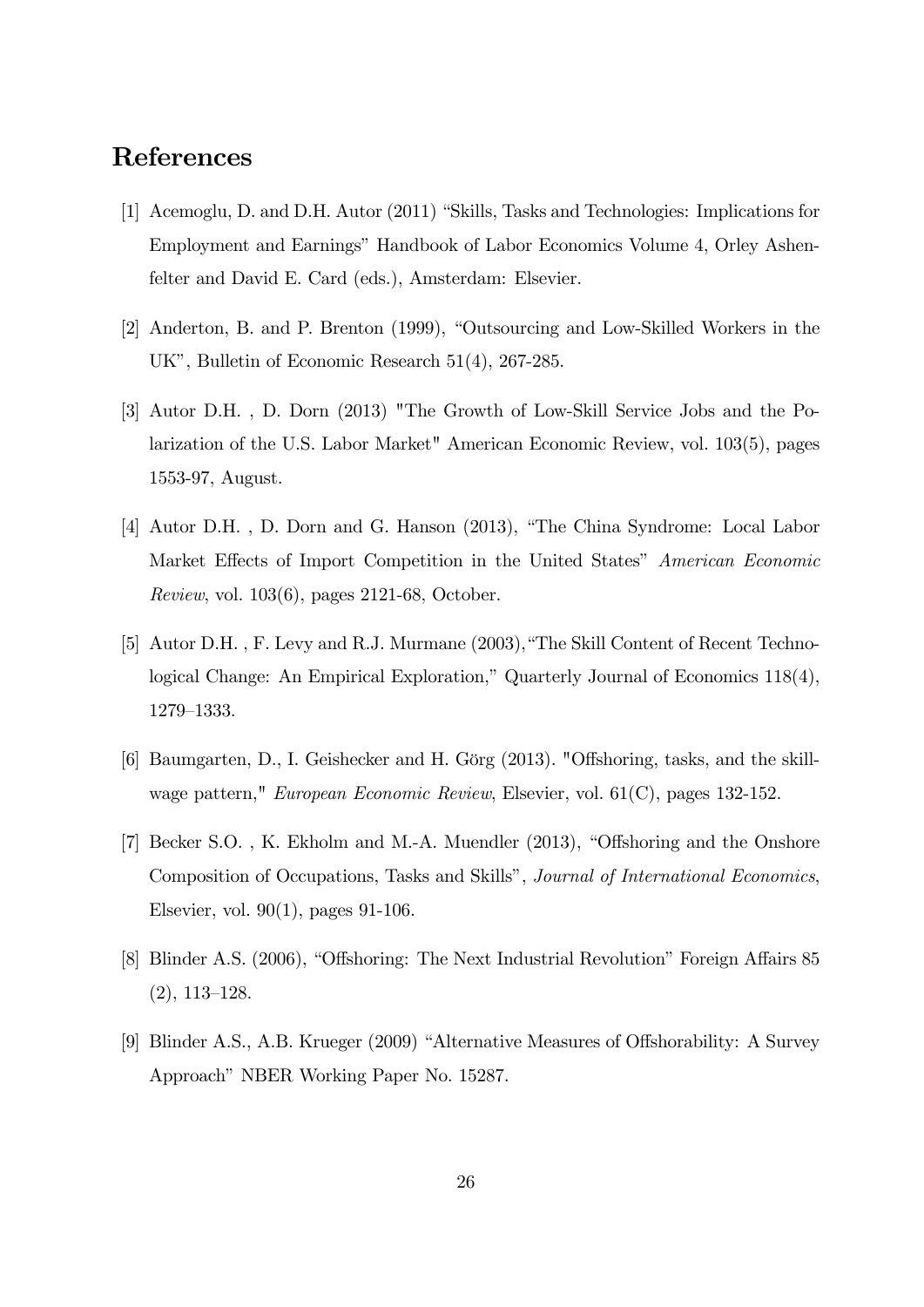## References

[1] Acemoglu, D. and D.H. Autor (2011) "Skills, Tasks and Technologies: Implications for Employment and Earnings" Handbook of Labor Economics Volume 4, Orley Ashenfelter and David E. Card (eds.), Amsterdam: Elsevier.

[2] Anderton, B. and P. Brenton (1999), "Outsourcing and Low-Skilled Workers in the UK", Bulletin of Economic Research 51(4), 267-285.

[3] Autor D.H. , D. Dorn (2013) "The Growth of Low-Skill Service Jobs and the Polarization of the U.S. Labor Market" American Economic Review, vol. 103(5), pages 1553-97, August.

[4] Autor D.H. , D. Dorn and G. Hanson (2013), "The China Syndrome: Local Labor Market Effects of Import Competition in the United States" *American Economic Review*, vol. 103(6), pages 2121-68, October.

[5] Autor D.H. , F. Levy and R.J. Murmane (2003),"The Skill Content of Recent Technological Change: An Empirical Exploration," Quarterly Journal of Economics 118(4), 1279–1333.

[6] Baumgarten, D., I. Geishecker and H. Görg (2013). "Offshoring, tasks, and the skill-wage pattern," *European Economic Review*, Elsevier, vol. 61(C), pages 132-152.

[7] Becker S.O. , K. Ekholm and M.-A. Muendler (2013), "Offshoring and the Onshore Composition of Occupations, Tasks and Skills", *Journal of International Economics*, Elsevier, vol. 90(1), pages 91-106.

[8] Blinder A.S. (2006), "Offshoring: The Next Industrial Revolution" Foreign Affairs 85 (2), 113–128.

[9] Blinder A.S., A.B. Krueger (2009) "Alternative Measures of Offshorability: A Survey Approach" NBER Working Paper No. 15287.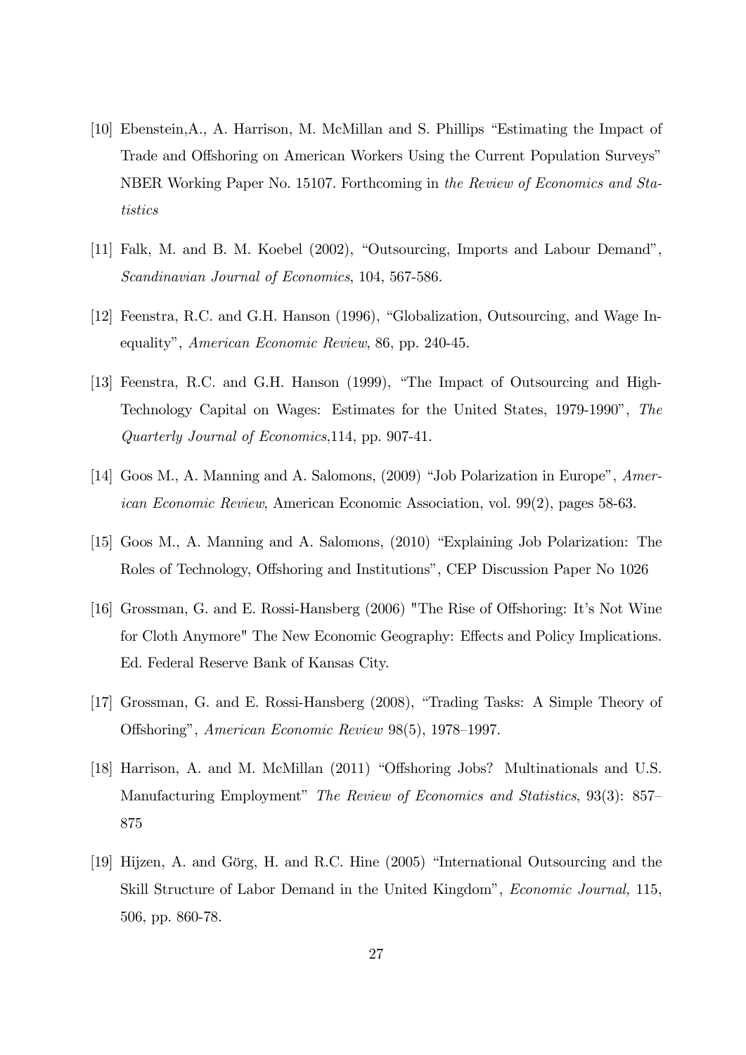[10] Ebenstein,A., A. Harrison, M. McMillan and S. Phillips "Estimating the Impact of Trade and Offshoring on American Workers Using the Current Population Surveys" NBER Working Paper No. 15107. Forthcoming in *the Review of Economics and Statistics*

[11] Falk, M. and B. M. Koebel (2002), "Outsourcing, Imports and Labour Demand", *Scandinavian Journal of Economics*, 104, 567-586.

[12] Feenstra, R.C. and G.H. Hanson (1996), "Globalization, Outsourcing, and Wage Inequality", *American Economic Review*, 86, pp. 240-45.

[13] Feenstra, R.C. and G.H. Hanson (1999), "The Impact of Outsourcing and High-Technology Capital on Wages: Estimates for the United States, 1979-1990", *The Quarterly Journal of Economics*,114, pp. 907-41.

[14] Goos M., A. Manning and A. Salomons, (2009) "Job Polarization in Europe", *American Economic Review*, American Economic Association, vol. 99(2), pages 58-63.

[15] Goos M., A. Manning and A. Salomons, (2010) "Explaining Job Polarization: The Roles of Technology, Offshoring and Institutions", CEP Discussion Paper No 1026

[16] Grossman, G. and E. Rossi-Hansberg (2006) "The Rise of Offshoring: It's Not Wine for Cloth Anymore" The New Economic Geography: Effects and Policy Implications. Ed. Federal Reserve Bank of Kansas City.

[17] Grossman, G. and E. Rossi-Hansberg (2008), "Trading Tasks: A Simple Theory of Offshoring", *American Economic Review* 98(5), 1978–1997.

[18] Harrison, A. and M. McMillan (2011) "Offshoring Jobs? Multinationals and U.S. Manufacturing Employment" *The Review of Economics and Statistics*, 93(3): 857–875

[19] Hijzen, A. and Görg, H. and R.C. Hine (2005) "International Outsourcing and the Skill Structure of Labor Demand in the United Kingdom", *Economic Journal,* 115, 506, pp. 860-78.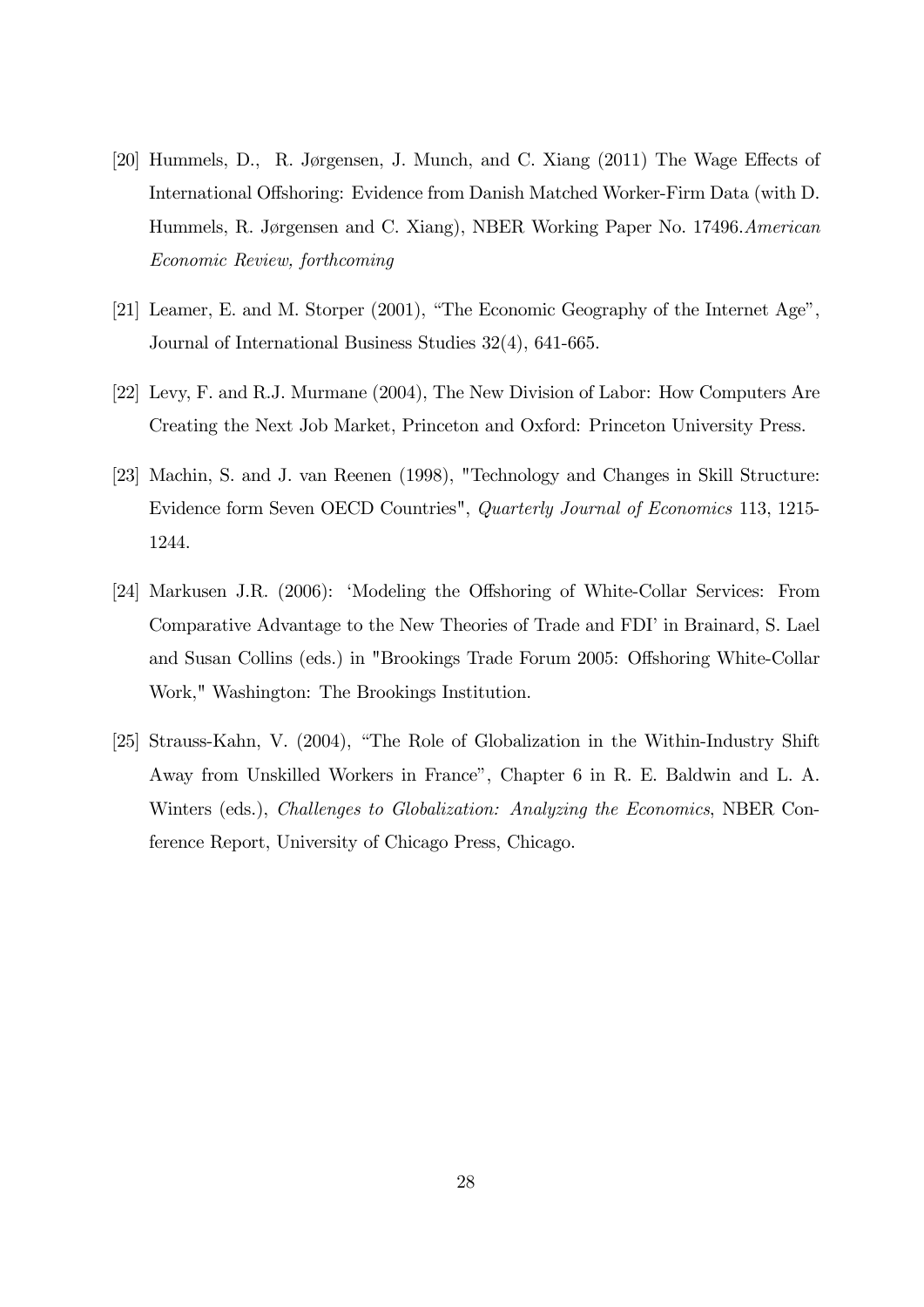[20] Hummels, D., R. Jørgensen, J. Munch, and C. Xiang (2011) The Wage Effects of International Offshoring: Evidence from Danish Matched Worker-Firm Data (with D. Hummels, R. Jørgensen and C. Xiang), NBER Working Paper No. 17496.*American Economic Review, forthcoming*

[21] Leamer, E. and M. Storper (2001), "The Economic Geography of the Internet Age", Journal of International Business Studies 32(4), 641-665.

[22] Levy, F. and R.J. Murmane (2004), The New Division of Labor: How Computers Are Creating the Next Job Market, Princeton and Oxford: Princeton University Press.

[23] Machin, S. and J. van Reenen (1998), "Technology and Changes in Skill Structure: Evidence form Seven OECD Countries", *Quarterly Journal of Economics* 113, 1215-1244.

[24] Markusen J.R. (2006): 'Modeling the Offshoring of White-Collar Services: From Comparative Advantage to the New Theories of Trade and FDI' in Brainard, S. Lael and Susan Collins (eds.) in "Brookings Trade Forum 2005: Offshoring White-Collar Work," Washington: The Brookings Institution.

[25] Strauss-Kahn, V. (2004), "The Role of Globalization in the Within-Industry Shift Away from Unskilled Workers in France", Chapter 6 in R. E. Baldwin and L. A. Winters (eds.), *Challenges to Globalization: Analyzing the Economics*, NBER Conference Report, University of Chicago Press, Chicago.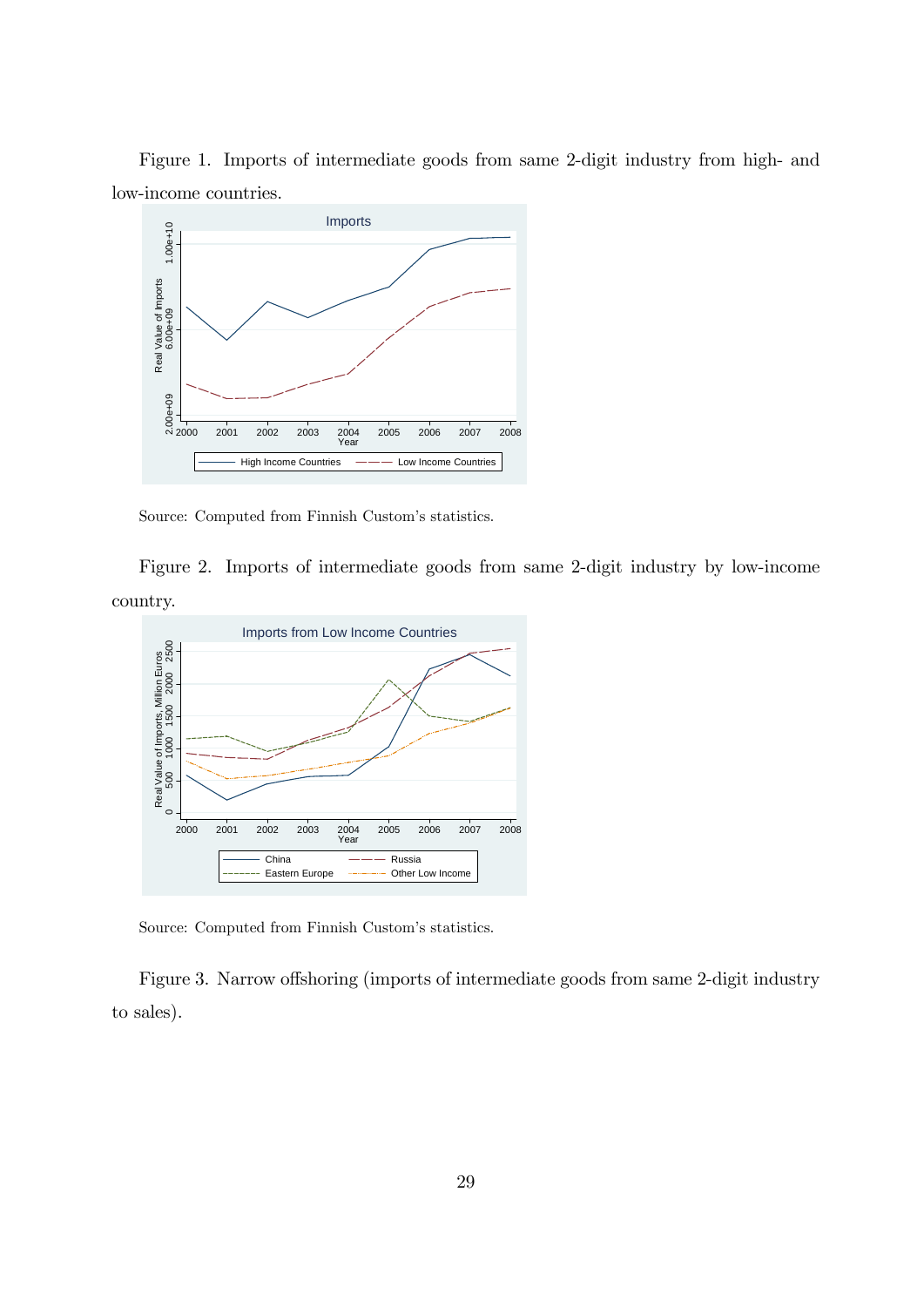Figure 1. Imports of intermediate goods from same 2-digit industry from high- and low-income countries.

Source: Computed from Finnish Custom's statistics.

Figure 2. Imports of intermediate goods from same 2-digit industry by low-income country.

Source: Computed from Finnish Custom's statistics.

Figure 3. Narrow offshoring (imports of intermediate goods from same 2-digit industry to sales).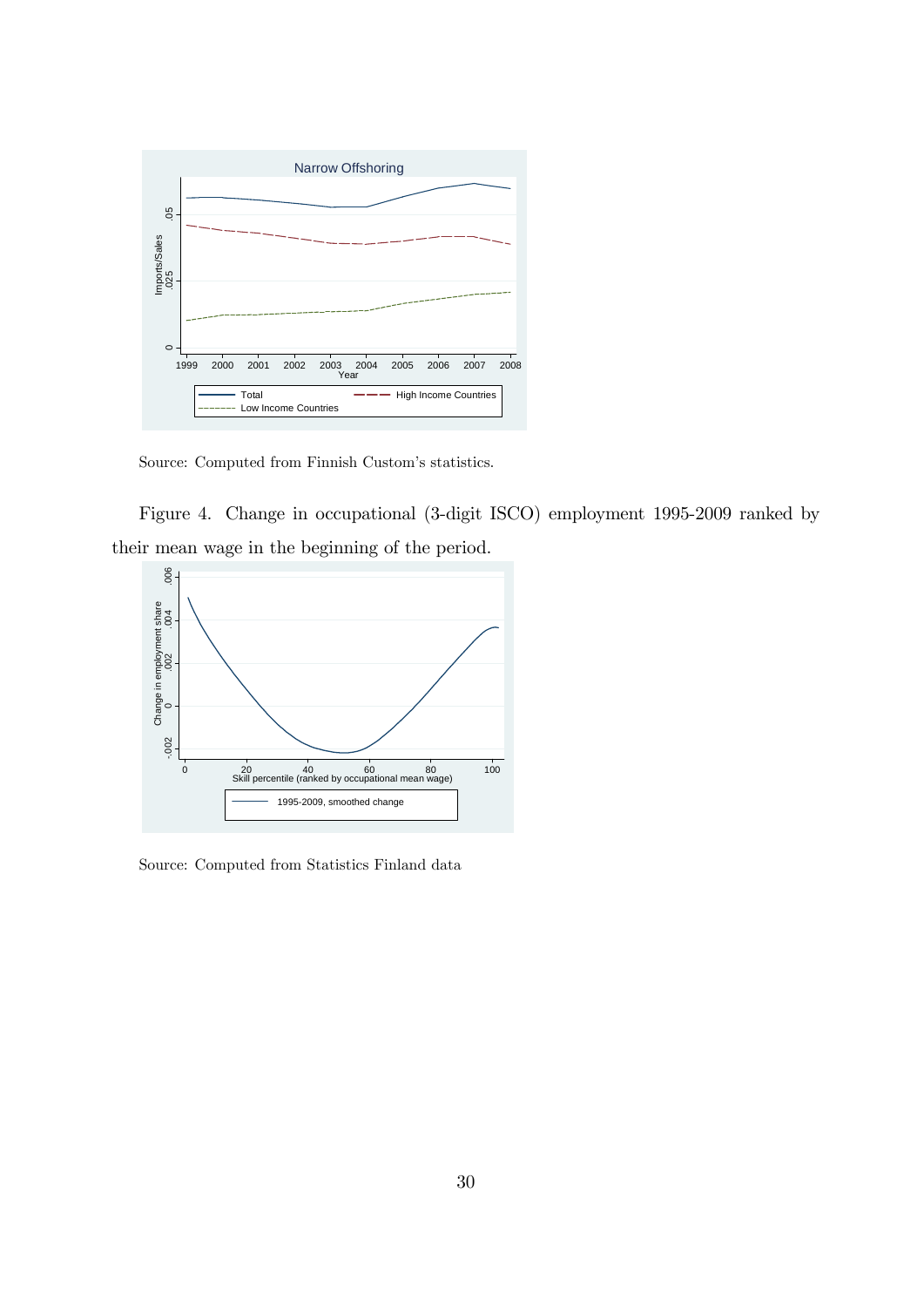Source: Computed from Finnish Custom's statistics.

Figure 4. Change in occupational (3-digit ISCO) employment 1995-2009 ranked by their mean wage in the beginning of the period.

Source: Computed from Statistics Finland data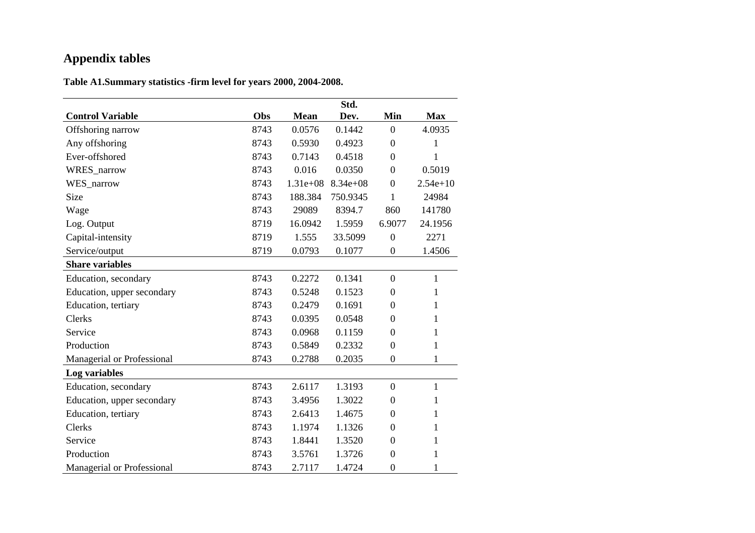# Appendix tables

**Table A1.Summary statistics -firm level for years 2000, 2004-2008.**

| Control Variable | Obs | Mean | Std. Dev. | Min | Max |
|---|---|---|---|---|---|
| Offshoring narrow | 8743 | 0.0576 | 0.1442 | 0 | 4.0935 |
| Any offshoring | 8743 | 0.5930 | 0.4923 | 0 | 1 |
| Ever-offshored | 8743 | 0.7143 | 0.4518 | 0 | 1 |
| WRES_narrow | 8743 | 0.016 | 0.0350 | 0 | 0.5019 |
| WES_narrow | 8743 | 1.31e+08 | 8.34e+08 | 0 | 2.54e+10 |
| Size | 8743 | 188.384 | 750.9345 | 1 | 24984 |
| Wage | 8743 | 29089 | 8394.7 | 860 | 141780 |
| Log. Output | 8719 | 16.0942 | 1.5959 | 6.9077 | 24.1956 |
| Capital-intensity | 8719 | 1.555 | 33.5099 | 0 | 2271 |
| Service/output | 8719 | 0.0793 | 0.1077 | 0 | 1.4506 |
| **Share variables** | | | | | |
| Education, secondary | 8743 | 0.2272 | 0.1341 | 0 | 1 |
| Education, upper secondary | 8743 | 0.5248 | 0.1523 | 0 | 1 |
| Education, tertiary | 8743 | 0.2479 | 0.1691 | 0 | 1 |
| Clerks | 8743 | 0.0395 | 0.0548 | 0 | 1 |
| Service | 8743 | 0.0968 | 0.1159 | 0 | 1 |
| Production | 8743 | 0.5849 | 0.2332 | 0 | 1 |
| Managerial or Professional | 8743 | 0.2788 | 0.2035 | 0 | 1 |
| **Log variables** | | | | | |
| Education, secondary | 8743 | 2.6117 | 1.3193 | 0 | 1 |
| Education, upper secondary | 8743 | 3.4956 | 1.3022 | 0 | 1 |
| Education, tertiary | 8743 | 2.6413 | 1.4675 | 0 | 1 |
| Clerks | 8743 | 1.1974 | 1.1326 | 0 | 1 |
| Service | 8743 | 1.8441 | 1.3520 | 0 | 1 |
| Production | 8743 | 3.5761 | 1.3726 | 0 | 1 |
| Managerial or Professional | 8743 | 2.7117 | 1.4724 | 0 | 1 |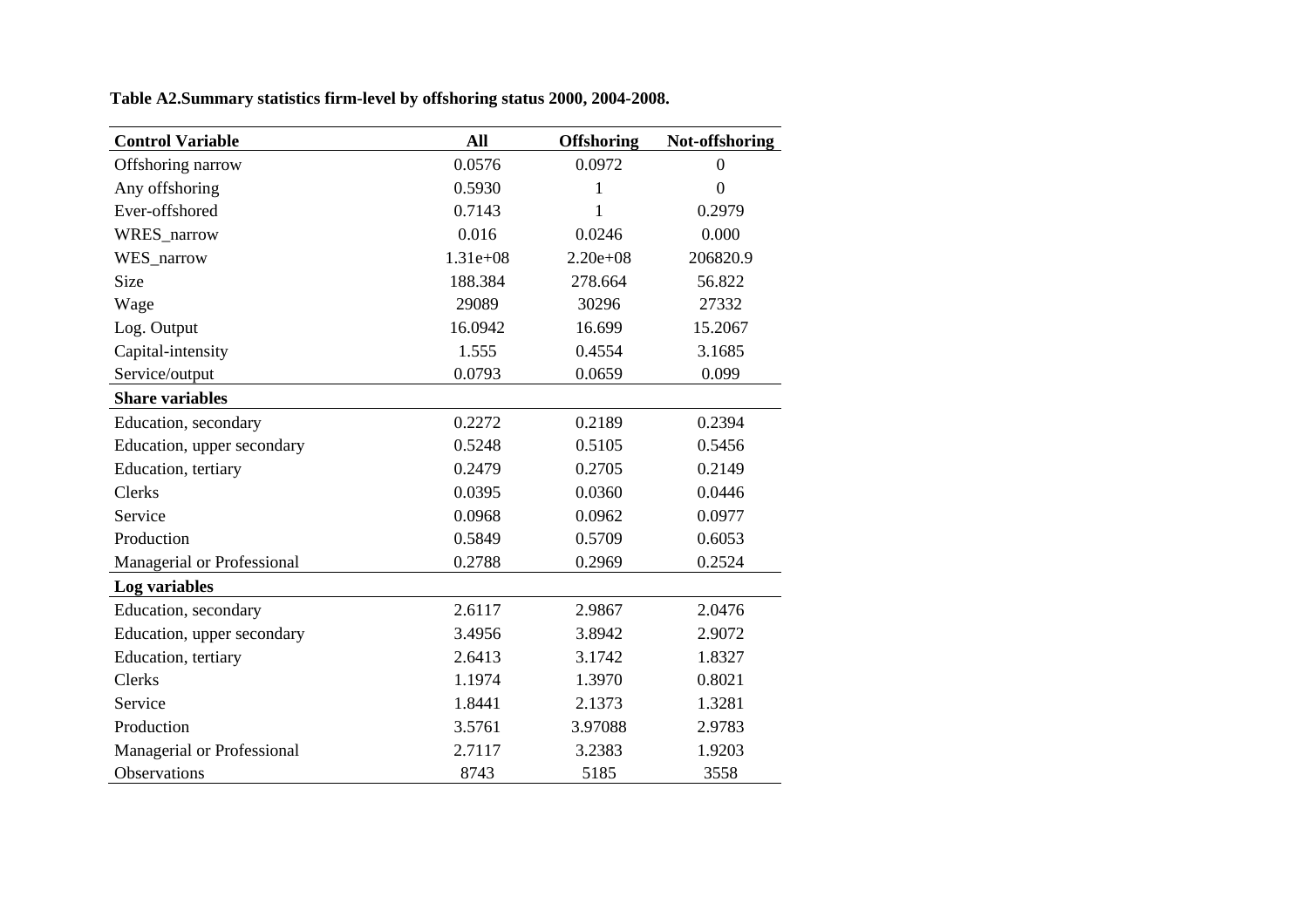**Table A2.Summary statistics firm-level by offshoring status 2000, 2004-2008.**

| Control Variable | All | Offshoring | Not-offshoring |
|---|---|---|---|
| Offshoring narrow | 0.0576 | 0.0972 | 0 |
| Any offshoring | 0.5930 | 1 | 0 |
| Ever-offshored | 0.7143 | 1 | 0.2979 |
| WRES_narrow | 0.016 | 0.0246 | 0.000 |
| WES_narrow | 1.31e+08 | 2.20e+08 | 206820.9 |
| Size | 188.384 | 278.664 | 56.822 |
| Wage | 29089 | 30296 | 27332 |
| Log. Output | 16.0942 | 16.699 | 15.2067 |
| Capital-intensity | 1.555 | 0.4554 | 3.1685 |
| Service/output | 0.0793 | 0.0659 | 0.099 |
| **Share variables** | | | |
| Education, secondary | 0.2272 | 0.2189 | 0.2394 |
| Education, upper secondary | 0.5248 | 0.5105 | 0.5456 |
| Education, tertiary | 0.2479 | 0.2705 | 0.2149 |
| Clerks | 0.0395 | 0.0360 | 0.0446 |
| Service | 0.0968 | 0.0962 | 0.0977 |
| Production | 0.5849 | 0.5709 | 0.6053 |
| Managerial or Professional | 0.2788 | 0.2969 | 0.2524 |
| **Log variables** | | | |
| Education, secondary | 2.6117 | 2.9867 | 2.0476 |
| Education, upper secondary | 3.4956 | 3.8942 | 2.9072 |
| Education, tertiary | 2.6413 | 3.1742 | 1.8327 |
| Clerks | 1.1974 | 1.3970 | 0.8021 |
| Service | 1.8441 | 2.1373 | 1.3281 |
| Production | 3.5761 | 3.97088 | 2.9783 |
| Managerial or Professional | 2.7117 | 3.2383 | 1.9203 |
| Observations | 8743 | 5185 | 3558 |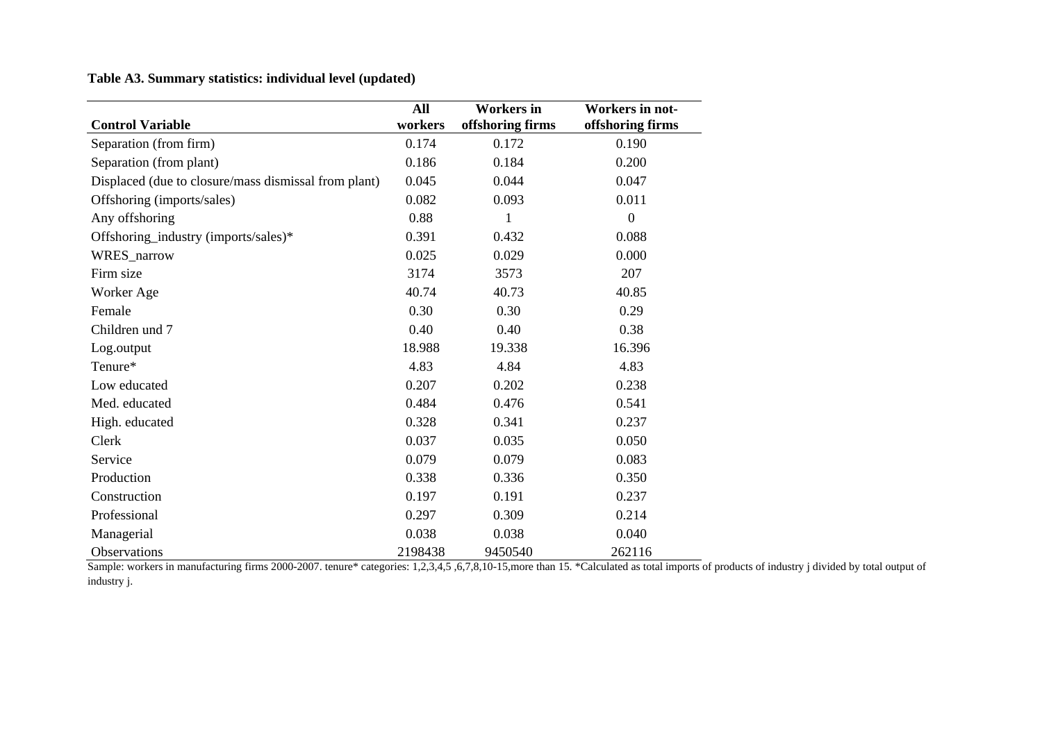**Table A3. Summary statistics: individual level (updated)**

| Control Variable | All workers | Workers in offshoring firms | Workers in not-offshoring firms |
|---|---|---|---|
| Separation (from firm) | 0.174 | 0.172 | 0.190 |
| Separation (from plant) | 0.186 | 0.184 | 0.200 |
| Displaced (due to closure/mass dismissal from plant) | 0.045 | 0.044 | 0.047 |
| Offshoring (imports/sales) | 0.082 | 0.093 | 0.011 |
| Any offshoring | 0.88 | 1 | 0 |
| Offshoring_industry (imports/sales)* | 0.391 | 0.432 | 0.088 |
| WRES_narrow | 0.025 | 0.029 | 0.000 |
| Firm size | 3174 | 3573 | 207 |
| Worker Age | 40.74 | 40.73 | 40.85 |
| Female | 0.30 | 0.30 | 0.29 |
| Children und 7 | 0.40 | 0.40 | 0.38 |
| Log.output | 18.988 | 19.338 | 16.396 |
| Tenure* | 4.83 | 4.84 | 4.83 |
| Low educated | 0.207 | 0.202 | 0.238 |
| Med. educated | 0.484 | 0.476 | 0.541 |
| High. educated | 0.328 | 0.341 | 0.237 |
| Clerk | 0.037 | 0.035 | 0.050 |
| Service | 0.079 | 0.079 | 0.083 |
| Production | 0.338 | 0.336 | 0.350 |
| Construction | 0.197 | 0.191 | 0.237 |
| Professional | 0.297 | 0.309 | 0.214 |
| Managerial | 0.038 | 0.038 | 0.040 |
| Observations | 2198438 | 9450540 | 262116 |

Sample: workers in manufacturing firms 2000-2007. tenure* categories: 1,2,3,4,5 ,6,7,8,10-15,more than 15. *Calculated as total imports of products of industry j divided by total output of industry j.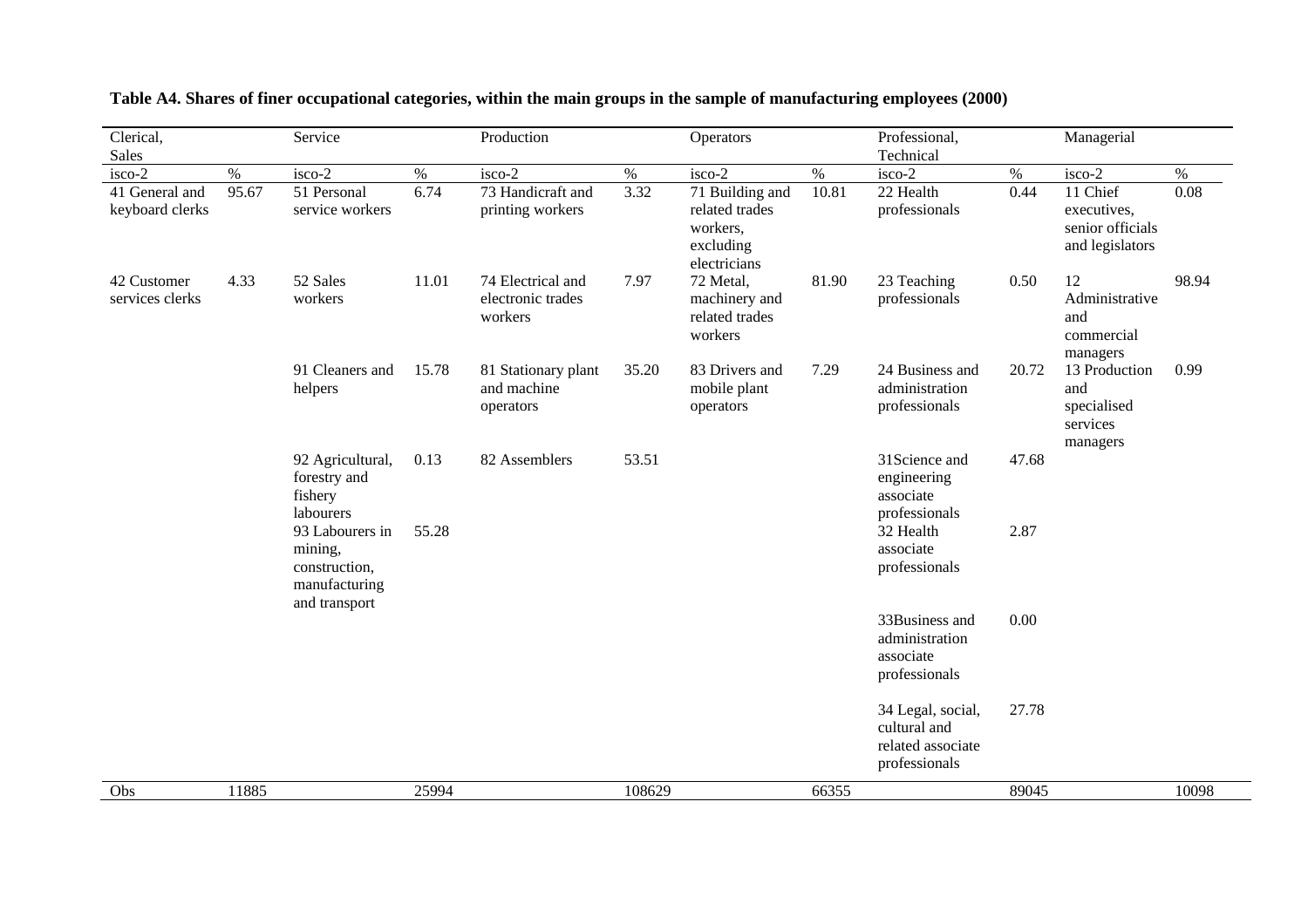**Table A4. Shares of finer occupational categories, within the main groups in the sample of manufacturing employees (2000)**

| Clerical, Sales | | Service | | Production | | Operators | | Professional, Technical | | Managerial | |
|---|---|---|---|---|---|---|---|---|---|---|---|
| isco-2 | % | isco-2 | % | isco-2 | % | isco-2 | % | isco-2 | % | isco-2 | % |
| 41 General and keyboard clerks | 95.67 | 51 Personal service workers | 6.74 | 73 Handicraft and printing workers | 3.32 | 71 Building and related trades workers, excluding electricians | 10.81 | 22 Health professionals | 0.44 | 11 Chief executives, senior officials and legislators | 0.08 |
| 42 Customer services clerks | 4.33 | 52 Sales workers | 11.01 | 74 Electrical and electronic trades workers | 7.97 | 72 Metal, machinery and related trades workers | 81.90 | 23 Teaching professionals | 0.50 | 12 Administrative and commercial managers | 98.94 |
| | | 91 Cleaners and helpers | 15.78 | 81 Stationary plant and machine operators | 35.20 | 83 Drivers and mobile plant operators | 7.29 | 24 Business and administration professionals | 20.72 | 13 Production and specialised services managers | 0.99 |
| | | 92 Agricultural, forestry and fishery labourers | 0.13 | 82 Assemblers | 53.51 | | | 31Science and engineering associate professionals | 47.68 | | |
| | | 93 Labourers in mining, construction, manufacturing and transport | 55.28 | | | | | 32 Health associate professionals | 2.87 | | |
| | | | | | | | | 33Business and administration associate professionals | 0.00 | | |
| | | | | | | | | 34 Legal, social, cultural and related associate professionals | 27.78 | | |
| Obs | 11885 | | 25994 | | 108629 | | 66355 | | 89045 | | 10098 |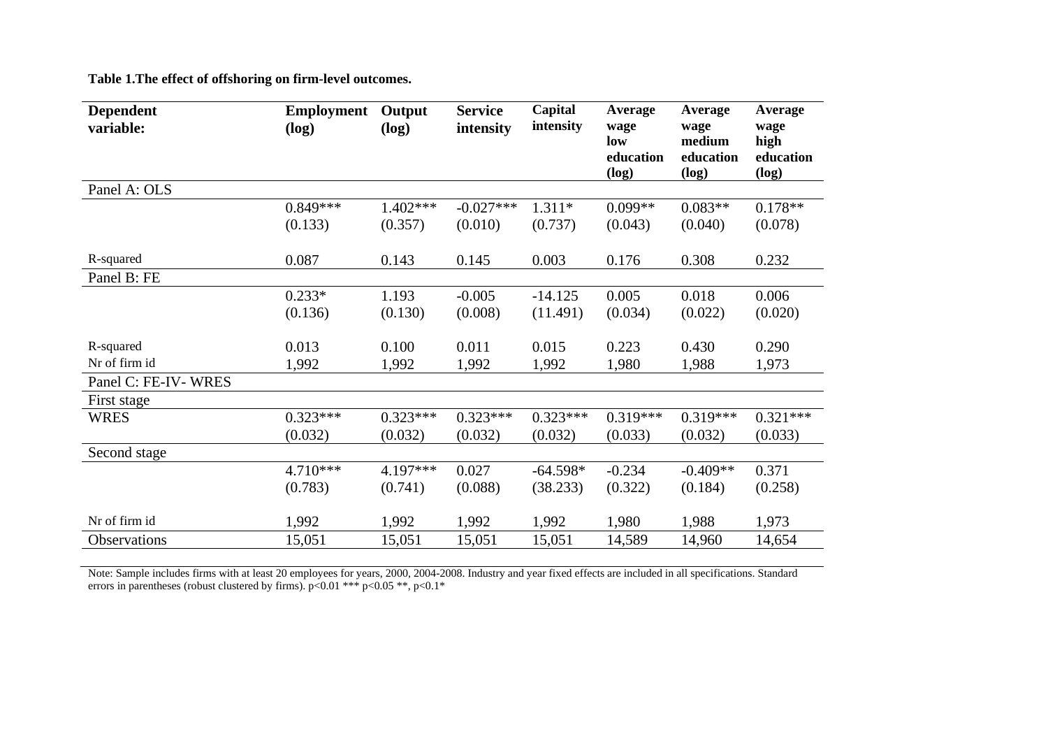**Table 1.The effect of offshoring on firm-level outcomes.**

| Dependent variable: | Employment (log) | Output (log) | Service intensity | Capital intensity | Average wage low education (log) | Average wage medium education (log) | Average wage high education (log) |
|---|---|---|---|---|---|---|---|
| Panel A: OLS | | | | | | | |
| | 0.849*** | 1.402*** | -0.027*** | 1.311* | 0.099** | 0.083** | 0.178** |
| | (0.133) | (0.357) | (0.010) | (0.737) | (0.043) | (0.040) | (0.078) |
| R-squared | 0.087 | 0.143 | 0.145 | 0.003 | 0.176 | 0.308 | 0.232 |
| Panel B: FE | | | | | | | |
| | 0.233* | 1.193 | -0.005 | -14.125 | 0.005 | 0.018 | 0.006 |
| | (0.136) | (0.130) | (0.008) | (11.491) | (0.034) | (0.022) | (0.020) |
| R-squared | 0.013 | 0.100 | 0.011 | 0.015 | 0.223 | 0.430 | 0.290 |
| Nr of firm id | 1,992 | 1,992 | 1,992 | 1,992 | 1,980 | 1,988 | 1,973 |
| Panel C: FE-IV- WRES | | | | | | | |
| First stage | | | | | | | |
| WRES | 0.323*** | 0.323*** | 0.323*** | 0.323*** | 0.319*** | 0.319*** | 0.321*** |
| | (0.032) | (0.032) | (0.032) | (0.032) | (0.033) | (0.032) | (0.033) |
| Second stage | | | | | | | |
| | 4.710*** | 4.197*** | 0.027 | -64.598* | -0.234 | -0.409** | 0.371 |
| | (0.783) | (0.741) | (0.088) | (38.233) | (0.322) | (0.184) | (0.258) |
| Nr of firm id | 1,992 | 1,992 | 1,992 | 1,992 | 1,980 | 1,988 | 1,973 |
| Observations | 15,051 | 15,051 | 15,051 | 15,051 | 14,589 | 14,960 | 14,654 |

Note: Sample includes firms with at least 20 employees for years, 2000, 2004-2008. Industry and year fixed effects are included in all specifications. Standard errors in parentheses (robust clustered by firms). $p<0.01$ *** $p<0.05$ **, $p<0.1$*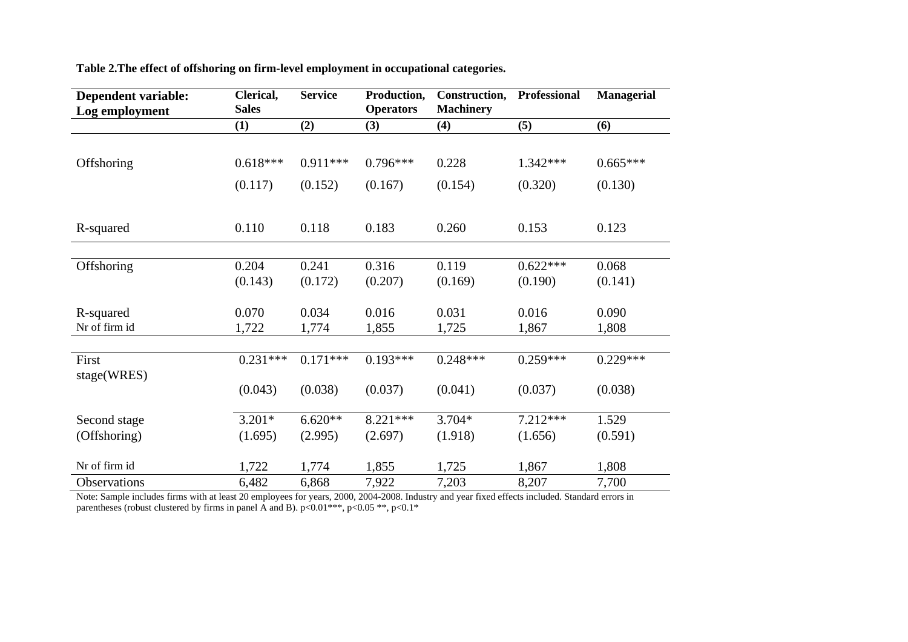**Table 2.The effect of offshoring on firm-level employment in occupational categories.**

| Dependent variable: Log employment | Clerical, Sales | Service | Production, Operators | Construction, Machinery | Professional | Managerial |
|---|---|---|---|---|---|---|
| | (1) | (2) | (3) | (4) | (5) | (6) |
| Offshoring | 0.618*** | 0.911*** | 0.796*** | 0.228 | 1.342*** | 0.665*** |
| | (0.117) | (0.152) | (0.167) | (0.154) | (0.320) | (0.130) |
| R-squared | 0.110 | 0.118 | 0.183 | 0.260 | 0.153 | 0.123 |
| Offshoring | 0.204 | 0.241 | 0.316 | 0.119 | 0.622*** | 0.068 |
| | (0.143) | (0.172) | (0.207) | (0.169) | (0.190) | (0.141) |
| R-squared | 0.070 | 0.034 | 0.016 | 0.031 | 0.016 | 0.090 |
| Nr of firm id | 1,722 | 1,774 | 1,855 | 1,725 | 1,867 | 1,808 |
| First stage(WRES) | 0.231*** | 0.171*** | 0.193*** | 0.248*** | 0.259*** | 0.229*** |
| | (0.043) | (0.038) | (0.037) | (0.041) | (0.037) | (0.038) |
| Second stage (Offshoring) | 3.201* | 6.620** | 8.221*** | 3.704* | 7.212*** | 1.529 |
| | (1.695) | (2.995) | (2.697) | (1.918) | (1.656) | (0.591) |
| Nr of firm id | 1,722 | 1,774 | 1,855 | 1,725 | 1,867 | 1,808 |
| Observations | 6,482 | 6,868 | 7,922 | 7,203 | 8,207 | 7,700 |

Note: Sample includes firms with at least 20 employees for years, 2000, 2004-2008. Industry and year fixed effects included. Standard errors in parentheses (robust clustered by firms in panel A and B). p<0.01***, p<0.05 **, p<0.1*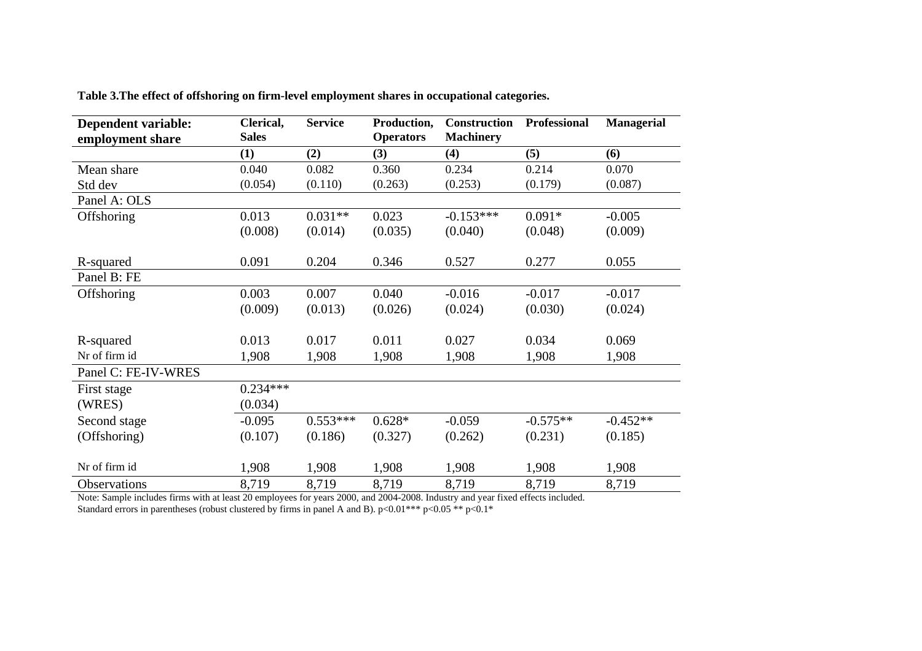**Table 3.The effect of offshoring on firm-level employment shares in occupational categories.**

| **Dependent variable: employment share** | **Clerical, Sales** | **Service** | **Production, Operators** | **Construction Machinery** | **Professional** | **Managerial** |
|---|---|---|---|---|---|---|
| | **(1)** | **(2)** | **(3)** | **(4)** | **(5)** | **(6)** |
| Mean share | 0.040 | 0.082 | 0.360 | 0.234 | 0.214 | 0.070 |
| Std dev | (0.054) | (0.110) | (0.263) | (0.253) | (0.179) | (0.087) |
| Panel A: OLS | | | | | | |
| Offshoring | 0.013 | 0.031** | 0.023 | -0.153*** | 0.091* | -0.005 |
| | (0.008) | (0.014) | (0.035) | (0.040) | (0.048) | (0.009) |
| R-squared | 0.091 | 0.204 | 0.346 | 0.527 | 0.277 | 0.055 |
| Panel B: FE | | | | | | |
| Offshoring | 0.003 | 0.007 | 0.040 | -0.016 | -0.017 | -0.017 |
| | (0.009) | (0.013) | (0.026) | (0.024) | (0.030) | (0.024) |
| R-squared | 0.013 | 0.017 | 0.011 | 0.027 | 0.034 | 0.069 |
| Nr of firm id | 1,908 | 1,908 | 1,908 | 1,908 | 1,908 | 1,908 |
| Panel C: FE-IV-WRES | | | | | | |
| First stage | 0.234*** | | | | | |
| (WRES) | (0.034) | | | | | |
| Second stage | -0.095 | 0.553*** | 0.628* | -0.059 | -0.575** | -0.452** |
| (Offshoring) | (0.107) | (0.186) | (0.327) | (0.262) | (0.231) | (0.185) |
| Nr of firm id | 1,908 | 1,908 | 1,908 | 1,908 | 1,908 | 1,908 |
| Observations | 8,719 | 8,719 | 8,719 | 8,719 | 8,719 | 8,719 |

Note: Sample includes firms with at least 20 employees for years 2000, and 2004-2008. Industry and year fixed effects included. Standard errors in parentheses (robust clustered by firms in panel A and B). p<0.01*** p<0.05 ** p<0.1*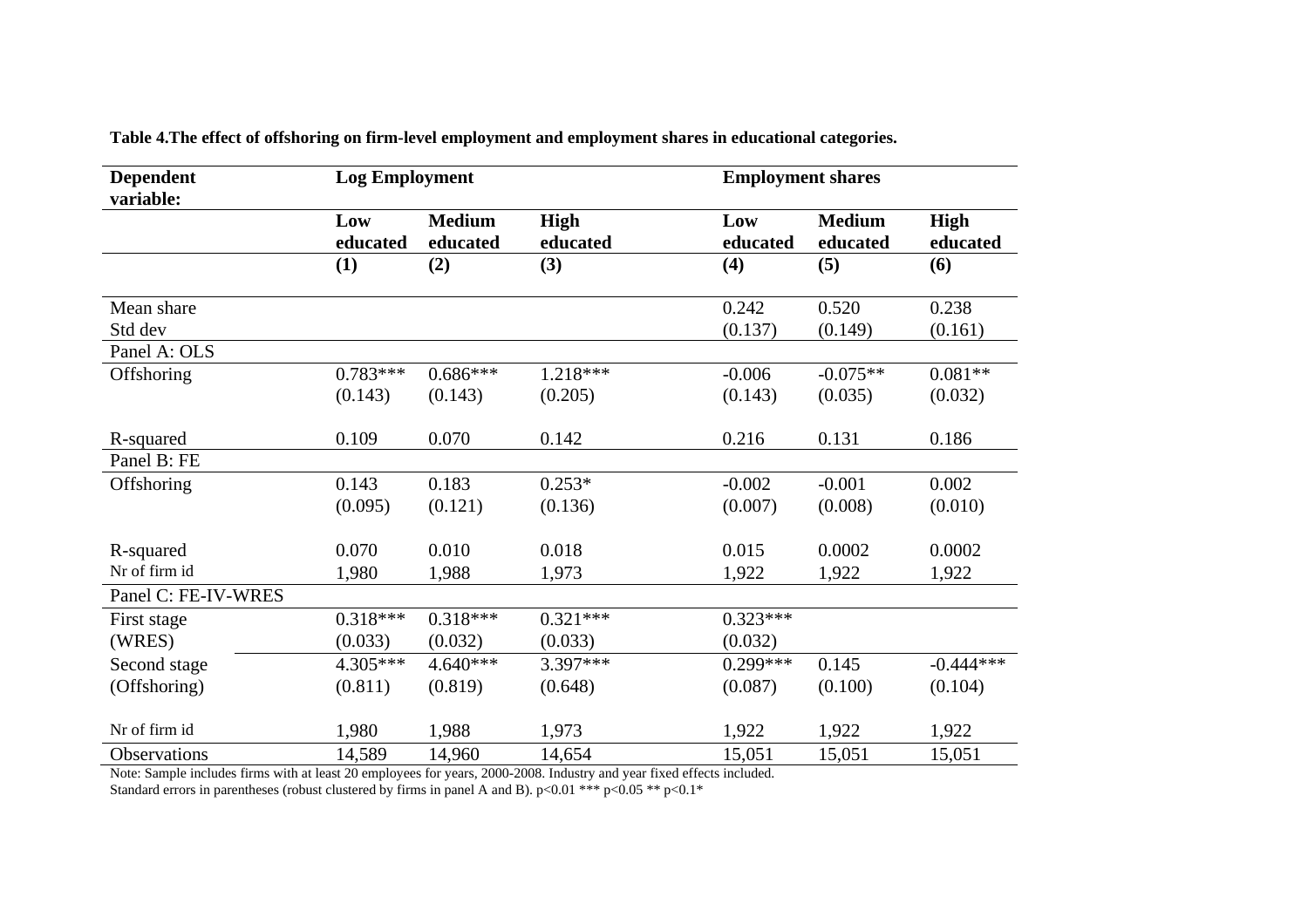**Table 4.The effect of offshoring on firm-level employment and employment shares in educational categories.**

| Dependent variable: | Log Employment | | | Employment shares | | |
|---|---|---|---|---|---|---|
| | Low educated | Medium educated | High educated | Low educated | Medium educated | High educated |
| | (1) | (2) | (3) | (4) | (5) | (6) |
| Mean share | | | | 0.242 | 0.520 | 0.238 |
| Std dev | | | | (0.137) | (0.149) | (0.161) |
| Panel A: OLS | | | | | | |
| Offshoring | 0.783*** | 0.686*** | 1.218*** | -0.006 | -0.075** | 0.081** |
| | (0.143) | (0.143) | (0.205) | (0.143) | (0.035) | (0.032) |
| R-squared | 0.109 | 0.070 | 0.142 | 0.216 | 0.131 | 0.186 |
| Panel B: FE | | | | | | |
| Offshoring | 0.143 | 0.183 | 0.253* | -0.002 | -0.001 | 0.002 |
| | (0.095) | (0.121) | (0.136) | (0.007) | (0.008) | (0.010) |
| R-squared | 0.070 | 0.010 | 0.018 | 0.015 | 0.0002 | 0.0002 |
| Nr of firm id | 1,980 | 1,988 | 1,973 | 1,922 | 1,922 | 1,922 |
| Panel C: FE-IV-WRES | | | | | | |
| First stage | 0.318*** | 0.318*** | 0.321*** | 0.323*** | | |
| (WRES) | (0.033) | (0.032) | (0.033) | (0.032) | | |
| Second stage | 4.305*** | 4.640*** | 3.397*** | 0.299*** | 0.145 | -0.444*** |
| (Offshoring) | (0.811) | (0.819) | (0.648) | (0.087) | (0.100) | (0.104) |
| Nr of firm id | 1,980 | 1,988 | 1,973 | 1,922 | 1,922 | 1,922 |
| Observations | 14,589 | 14,960 | 14,654 | 15,051 | 15,051 | 15,051 |

Note: Sample includes firms with at least 20 employees for years, 2000-2008. Industry and year fixed effects included.
Standard errors in parentheses (robust clustered by firms in panel A and B). p<0.01 *** p<0.05 ** p<0.1*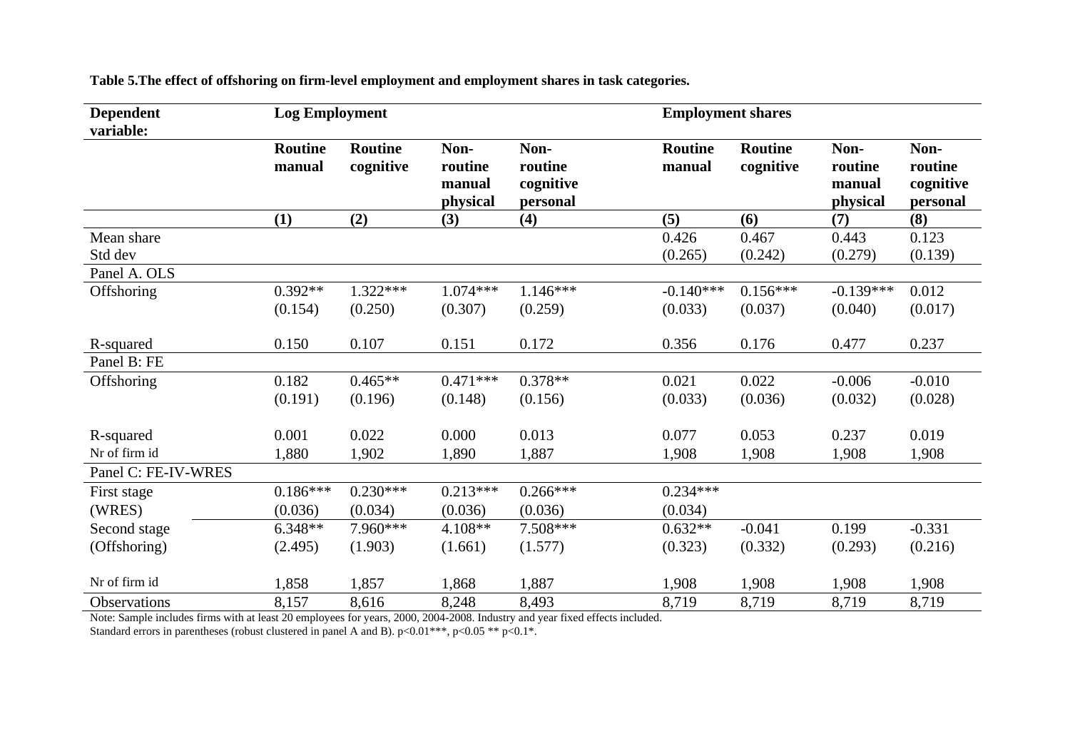**Table 5.The effect of offshoring on firm-level employment and employment shares in task categories.**

| Dependent variable: | Log Employment | | | | Employment shares | | | |
|---|---|---|---|---|---|---|---|---|
| | Routine manual | Routine cognitive | Non-routine manual physical | Non-routine cognitive personal | Routine manual | Routine cognitive | Non-routine manual physical | Non-routine cognitive personal |
| | (1) | (2) | (3) | (4) | (5) | (6) | (7) | (8) |
| Mean share | | | | | 0.426 | 0.467 | 0.443 | 0.123 |
| Std dev | | | | | (0.265) | (0.242) | (0.279) | (0.139) |
| Panel A. OLS | | | | | | | | |
| Offshoring | 0.392** | 1.322*** | 1.074*** | 1.146*** | -0.140*** | 0.156*** | -0.139*** | 0.012 |
| | (0.154) | (0.250) | (0.307) | (0.259) | (0.033) | (0.037) | (0.040) | (0.017) |
| R-squared | 0.150 | 0.107 | 0.151 | 0.172 | 0.356 | 0.176 | 0.477 | 0.237 |
| Panel B: FE | | | | | | | | |
| Offshoring | 0.182 | 0.465** | 0.471*** | 0.378** | 0.021 | 0.022 | -0.006 | -0.010 |
| | (0.191) | (0.196) | (0.148) | (0.156) | (0.033) | (0.036) | (0.032) | (0.028) |
| R-squared | 0.001 | 0.022 | 0.000 | 0.013 | 0.077 | 0.053 | 0.237 | 0.019 |
| Nr of firm id | 1,880 | 1,902 | 1,890 | 1,887 | 1,908 | 1,908 | 1,908 | 1,908 |
| Panel C: FE-IV-WRES | | | | | | | | |
| First stage | 0.186*** | 0.230*** | 0.213*** | 0.266*** | 0.234*** | | | |
| (WRES) | (0.036) | (0.034) | (0.036) | (0.036) | (0.034) | | | |
| Second stage | 6.348** | 7.960*** | 4.108** | 7.508*** | 0.632** | -0.041 | 0.199 | -0.331 |
| (Offshoring) | (2.495) | (1.903) | (1.661) | (1.577) | (0.323) | (0.332) | (0.293) | (0.216) |
| Nr of firm id | 1,858 | 1,857 | 1,868 | 1,887 | 1,908 | 1,908 | 1,908 | 1,908 |
| Observations | 8,157 | 8,616 | 8,248 | 8,493 | 8,719 | 8,719 | 8,719 | 8,719 |

Note: Sample includes firms with at least 20 employees for years, 2000, 2004-2008. Industry and year fixed effects included.
Standard errors in parentheses (robust clustered in panel A and B). p<0.01***, p<0.05 ** p<0.1*.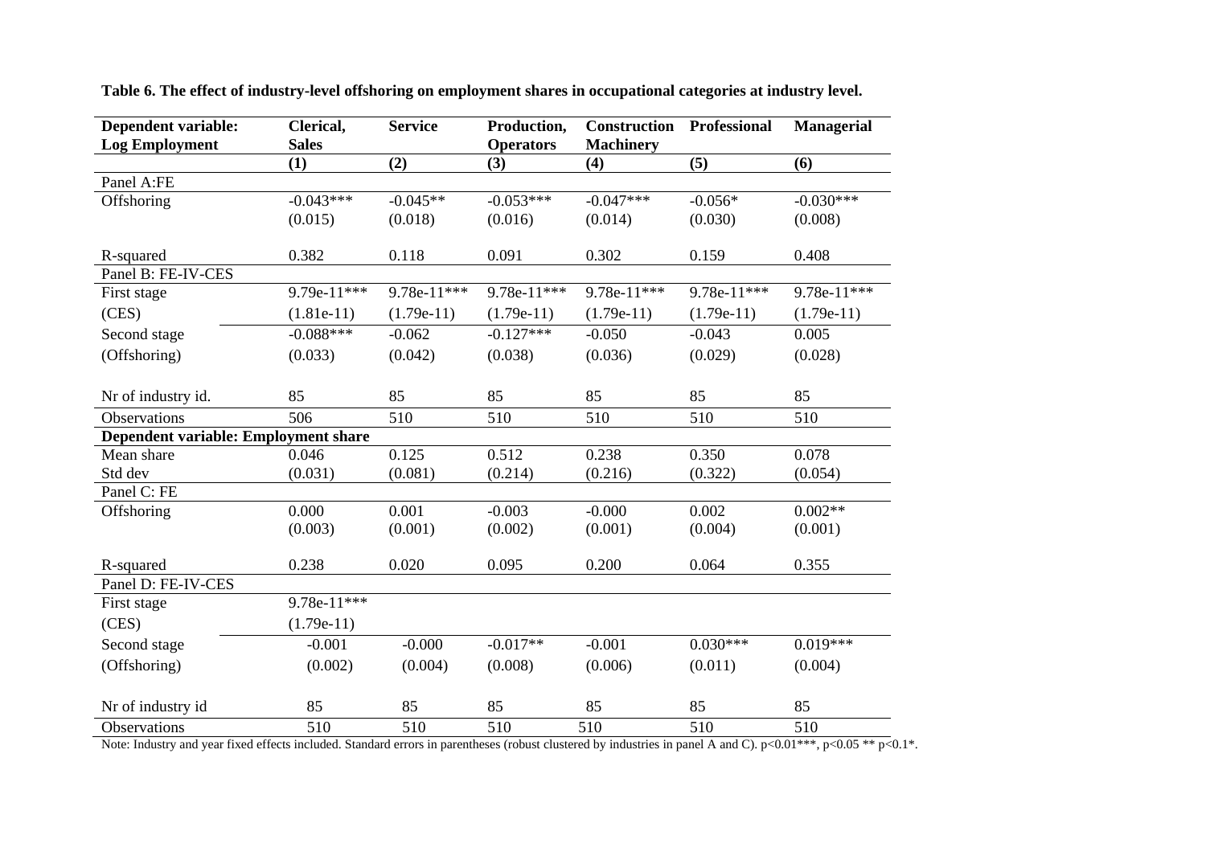**Table 6. The effect of industry-level offshoring on employment shares in occupational categories at industry level.**

| Dependent variable: Log Employment | Clerical, Sales | Service | Production, Operators | Construction Machinery | Professional | Managerial |
|---|---|---|---|---|---|---|
| | (1) | (2) | (3) | (4) | (5) | (6) |
| Panel A:FE | | | | | | |
| Offshoring | -0.043*** | -0.045** | -0.053*** | -0.047*** | -0.056* | -0.030*** |
| | (0.015) | (0.018) | (0.016) | (0.014) | (0.030) | (0.008) |
| R-squared | 0.382 | 0.118 | 0.091 | 0.302 | 0.159 | 0.408 |
| Panel B: FE-IV-CES | | | | | | |
| First stage | 9.79e-11*** | 9.78e-11*** | 9.78e-11*** | 9.78e-11*** | 9.78e-11*** | 9.78e-11*** |
| (CES) | (1.81e-11) | (1.79e-11) | (1.79e-11) | (1.79e-11) | (1.79e-11) | (1.79e-11) |
| Second stage | -0.088*** | -0.062 | -0.127*** | -0.050 | -0.043 | 0.005 |
| (Offshoring) | (0.033) | (0.042) | (0.038) | (0.036) | (0.029) | (0.028) |
| Nr of industry id. | 85 | 85 | 85 | 85 | 85 | 85 |
| Observations | 506 | 510 | 510 | 510 | 510 | 510 |
| **Dependent variable: Employment share** | | | | | | |
| Mean share | 0.046 | 0.125 | 0.512 | 0.238 | 0.350 | 0.078 |
| Std dev | (0.031) | (0.081) | (0.214) | (0.216) | (0.322) | (0.054) |
| Panel C: FE | | | | | | |
| Offshoring | 0.000 | 0.001 | -0.003 | -0.000 | 0.002 | 0.002** |
| | (0.003) | (0.001) | (0.002) | (0.001) | (0.004) | (0.001) |
| R-squared | 0.238 | 0.020 | 0.095 | 0.200 | 0.064 | 0.355 |
| Panel D: FE-IV-CES | | | | | | |
| First stage | 9.78e-11*** | | | | | |
| (CES) | (1.79e-11) | | | | | |
| Second stage | -0.001 | -0.000 | -0.017** | -0.001 | 0.030*** | 0.019*** |
| (Offshoring) | (0.002) | (0.004) | (0.008) | (0.006) | (0.011) | (0.004) |
| Nr of industry id | 85 | 85 | 85 | 85 | 85 | 85 |
| Observations | 510 | 510 | 510 | 510 | 510 | 510 |

Note: Industry and year fixed effects included. Standard errors in parentheses (robust clustered by industries in panel A and C). p<0.01***, p<0.05 ** p<0.1*.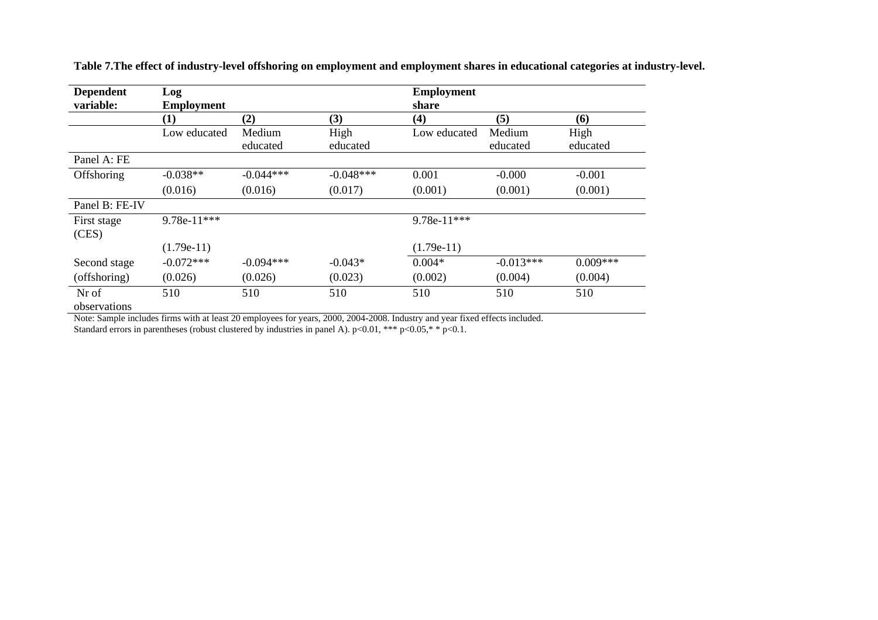**Table 7.The effect of industry-level offshoring on employment and employment shares in educational categories at industry-level.**

| **Dependent variable:** | **Log Employment** | | | **Employment share** | | |
|---|---|---|---|---|---|---|
| | **(1)** | **(2)** | **(3)** | **(4)** | **(5)** | **(6)** |
| | Low educated | Medium educated | High educated | Low educated | Medium educated | High educated |
| Panel A: FE | | | | | | |
| Offshoring | -0.038** | -0.044*** | -0.048*** | 0.001 | -0.000 | -0.001 |
| | (0.016) | (0.016) | (0.017) | (0.001) | (0.001) | (0.001) |
| Panel B: FE-IV | | | | | | |
| First stage (CES) | 9.78e-11*** | | | 9.78e-11*** | | |
| | (1.79e-11) | | | (1.79e-11) | | |
| Second stage | -0.072*** | -0.094*** | -0.043* | 0.004* | -0.013*** | 0.009*** |
| (offshoring) | (0.026) | (0.026) | (0.023) | (0.002) | (0.004) | (0.004) |
| Nr of observations | 510 | 510 | 510 | 510 | 510 | 510 |

Note: Sample includes firms with at least 20 employees for years, 2000, 2004-2008. Industry and year fixed effects included.
Standard errors in parentheses (robust clustered by industries in panel A). p<0.01, *** p<0.05,* * p<0.1.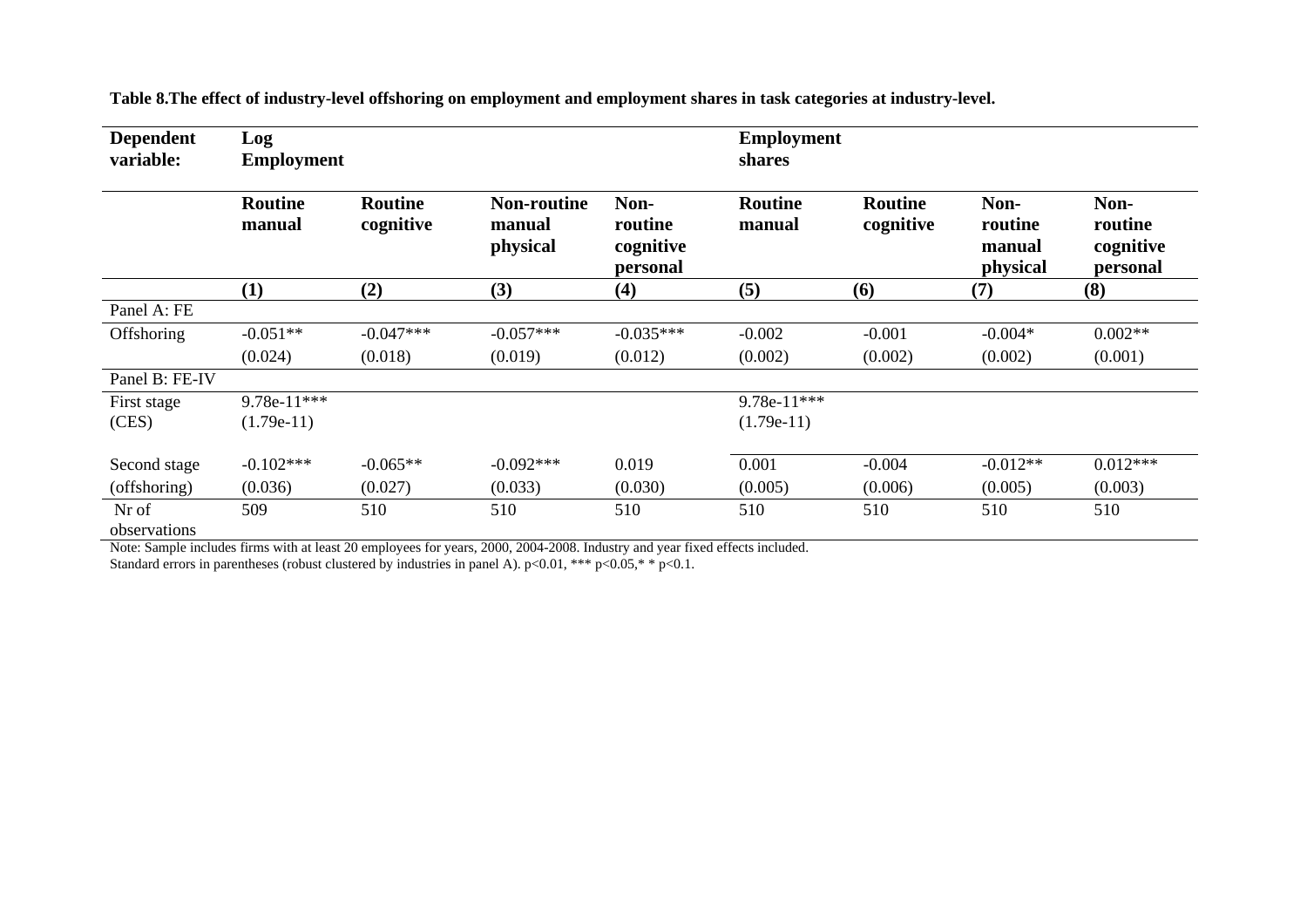**Table 8.The effect of industry-level offshoring on employment and employment shares in task categories at industry-level.**

| Dependent variable: | Log Employment | | | | Employment shares | | | |
|---|---|---|---|---|---|---|---|---|
| | Routine manual | Routine cognitive | Non-routine manual physical | Non-routine cognitive personal | Routine manual | Routine cognitive | Non-routine manual physical | Non-routine cognitive personal |
| | (1) | (2) | (3) | (4) | (5) | (6) | (7) | (8) |
| Panel A: FE | | | | | | | | |
| Offshoring | -0.051** | -0.047*** | -0.057*** | -0.035*** | -0.002 | -0.001 | -0.004* | 0.002** |
| | (0.024) | (0.018) | (0.019) | (0.012) | (0.002) | (0.002) | (0.002) | (0.001) |
| Panel B: FE-IV | | | | | | | | |
| First stage (CES) | 9.78e-11*** (1.79e-11) | | | | 9.78e-11*** (1.79e-11) | | | |
| Second stage | -0.102*** | -0.065** | -0.092*** | 0.019 | 0.001 | -0.004 | -0.012** | 0.012*** |
| (offshoring) | (0.036) | (0.027) | (0.033) | (0.030) | (0.005) | (0.006) | (0.005) | (0.003) |
| Nr of observations | 509 | 510 | 510 | 510 | 510 | 510 | 510 | 510 |

Note: Sample includes firms with at least 20 employees for years, 2000, 2004-2008. Industry and year fixed effects included.
Standard errors in parentheses (robust clustered by industries in panel A). p<0.01, *** p<0.05,* * p<0.1.